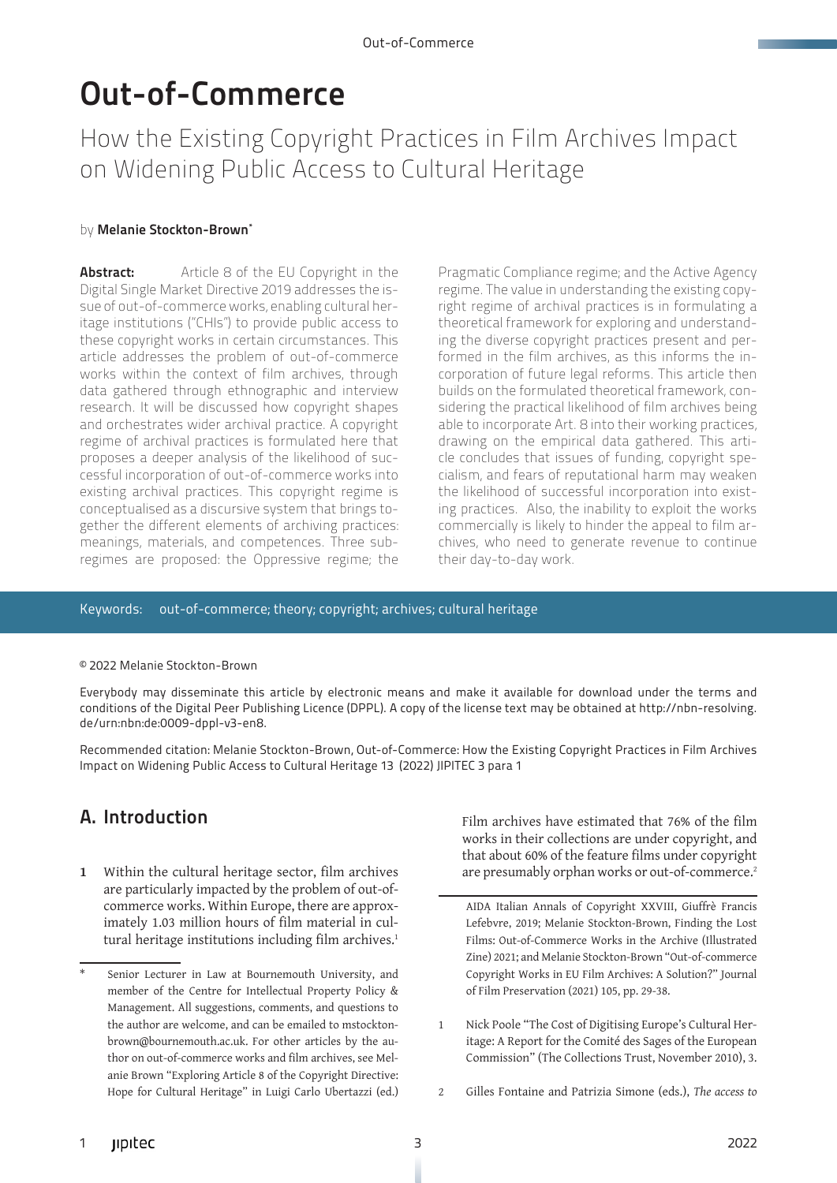# Out-of-Commerce

## How the Existing Copyright Practices in Film Archives Impact on Widening Public Access to Cultural Heritage

by **Melanie Stockton-Brown**[*]

**Abstract:** Article 8 of the EU Copyright in the Digital Single Market Directive 2019 addresses the issue of out-of-commerce works, enabling cultural heritage institutions ("CHIs") to provide public access to these copyright works in certain circumstances. This article addresses the problem of out-of-commerce works within the context of film archives, through data gathered through ethnographic and interview research. It will be discussed how copyright shapes and orchestrates wider archival practice. A copyright regime of archival practices is formulated here that proposes a deeper analysis of the likelihood of successful incorporation of out-of-commerce works into existing archival practices. This copyright regime is conceptualised as a discursive system that brings together the different elements of archiving practices: meanings, materials, and competences. Three sub-regimes are proposed: the Oppressive regime; the Pragmatic Compliance regime; and the Active Agency regime. The value in understanding the existing copyright regime of archival practices is in formulating a theoretical framework for exploring and understanding the diverse copyright practices present and performed in the film archives, as this informs the incorporation of future legal reforms. This article then builds on the formulated theoretical framework, considering the practical likelihood of film archives being able to incorporate Art. 8 into their working practices, drawing on the empirical data gathered. This article concludes that issues of funding, copyright specialism, and fears of reputational harm may weaken the likelihood of successful incorporation into existing practices. Also, the inability to exploit the works commercially is likely to hinder the appeal to film archives, who need to generate revenue to continue their day-to-day work.

Keywords: out-of-commerce; theory; copyright; archives; cultural heritage

© 2022 Melanie Stockton-Brown

Everybody may disseminate this article by electronic means and make it available for download under the terms and conditions of the Digital Peer Publishing Licence (DPPL). A copy of the license text may be obtained at http://nbn-resolving.de/urn:nbn:de:0009-dppl-v3-en8.

Recommended citation: Melanie Stockton-Brown, Out-of-Commerce: How the Existing Copyright Practices in Film Archives Impact on Widening Public Access to Cultural Heritage 13 (2022) JIPITEC 3 para 1

## A. Introduction

**1** Within the cultural heritage sector, film archives are particularly impacted by the problem of out-of-commerce works. Within Europe, there are approximately 1.03 million hours of film material in cultural heritage institutions including film archives.[1] Film archives have estimated that 76% of the film works in their collections are under copyright, and that about 60% of the feature films under copyright are presumably orphan works or out-of-commerce.[2]

---

[*] Senior Lecturer in Law at Bournemouth University, and member of the Centre for Intellectual Property Policy & Management. All suggestions, comments, and questions to the author are welcome, and can be emailed to mstockton-brown@bournemouth.ac.uk. For other articles by the author on out-of-commerce works and film archives, see Melanie Brown "Exploring Article 8 of the Copyright Directive: Hope for Cultural Heritage" in Luigi Carlo Ubertazzi (ed.) AIDA Italian Annals of Copyright XXVIII, Giuffrè Francis Lefebvre, 2019; Melanie Stockton-Brown, Finding the Lost Films: Out-of-Commerce Works in the Archive (Illustrated Zine) 2021; and Melanie Stockton-Brown "Out-of-commerce Copyright Works in EU Film Archives: A Solution?" Journal of Film Preservation (2021) 105, pp. 29-38.

1 Nick Poole "The Cost of Digitising Europe's Cultural Heritage: A Report for the Comité des Sages of the European Commission" (The Collections Trust, November 2010), 3.

2 Gilles Fontaine and Patrizia Simone (eds.), *The access to*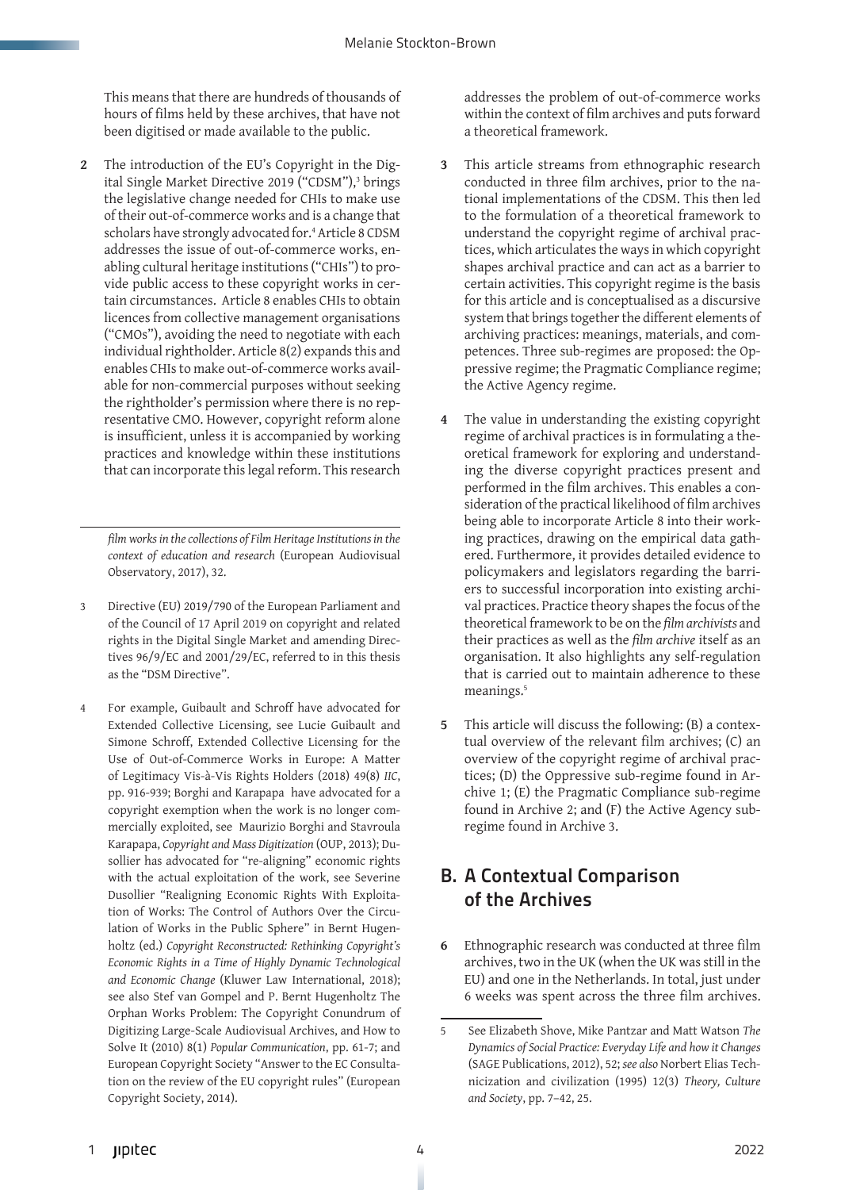This means that there are hundreds of thousands of hours of films held by these archives, that have not been digitised or made available to the public.

2 The introduction of the EU's Copyright in the Digital Single Market Directive 2019 ("CDSM"),[3] brings the legislative change needed for CHIs to make use of their out-of-commerce works and is a change that scholars have strongly advocated for.[4] Article 8 CDSM addresses the issue of out-of-commerce works, enabling cultural heritage institutions ("CHIs") to provide public access to these copyright works in certain circumstances. Article 8 enables CHIs to obtain licences from collective management organisations ("CMOs"), avoiding the need to negotiate with each individual rightholder. Article 8(2) expands this and enables CHIs to make out-of-commerce works available for non-commercial purposes without seeking the rightholder's permission where there is no representative CMO. However, copyright reform alone is insufficient, unless it is accompanied by working practices and knowledge within these institutions that can incorporate this legal reform. This research addresses the problem of out-of-commerce works within the context of film archives and puts forward a theoretical framework.

3 This article streams from ethnographic research conducted in three film archives, prior to the national implementations of the CDSM. This then led to the formulation of a theoretical framework to understand the copyright regime of archival practices, which articulates the ways in which copyright shapes archival practice and can act as a barrier to certain activities. This copyright regime is the basis for this article and is conceptualised as a discursive system that brings together the different elements of archiving practices: meanings, materials, and competences. Three sub-regimes are proposed: the Oppressive regime; the Pragmatic Compliance regime; the Active Agency regime.

4 The value in understanding the existing copyright regime of archival practices is in formulating a theoretical framework for exploring and understanding the diverse copyright practices present and performed in the film archives. This enables a consideration of the practical likelihood of film archives being able to incorporate Article 8 into their working practices, drawing on the empirical data gathered. Furthermore, it provides detailed evidence to policymakers and legislators regarding the barriers to successful incorporation into existing archival practices. Practice theory shapes the focus of the theoretical framework to be on the *film archivists* and their practices as well as the *film archive* itself as an organisation. It also highlights any self-regulation that is carried out to maintain adherence to these meanings.[5]

5 This article will discuss the following: (B) a contextual overview of the relevant film archives; (C) an overview of the copyright regime of archival practices; (D) the Oppressive sub-regime found in Archive 1; (E) the Pragmatic Compliance sub-regime found in Archive 2; and (F) the Active Agency sub-regime found in Archive 3.

## B. A Contextual Comparison of the Archives

6 Ethnographic research was conducted at three film archives, two in the UK (when the UK was still in the EU) and one in the Netherlands. In total, just under 6 weeks was spent across the three film archives.

---

*film works in the collections of Film Heritage Institutions in the context of education and research* (European Audiovisual Observatory, 2017), 32.

3 Directive (EU) 2019/790 of the European Parliament and of the Council of 17 April 2019 on copyright and related rights in the Digital Single Market and amending Directives 96/9/EC and 2001/29/EC, referred to in this thesis as the "DSM Directive".

4 For example, Guibault and Schroff have advocated for Extended Collective Licensing, see Lucie Guibault and Simone Schroff, Extended Collective Licensing for the Use of Out-of-Commerce Works in Europe: A Matter of Legitimacy Vis-à-Vis Rights Holders (2018) 49(8) *IIC*, pp. 916-939; Borghi and Karapapa have advocated for a copyright exemption when the work is no longer commercially exploited, see Maurizio Borghi and Stavroula Karapapa, *Copyright and Mass Digitization* (OUP, 2013); Dusollier has advocated for "re-aligning" economic rights with the actual exploitation of the work, see Severine Dusollier "Realigning Economic Rights With Exploitation of Works: The Control of Authors Over the Circulation of Works in the Public Sphere" in Bernt Hugenholtz (ed.) *Copyright Reconstructed: Rethinking Copyright's Economic Rights in a Time of Highly Dynamic Technological and Economic Change* (Kluwer Law International, 2018); see also Stef van Gompel and P. Bernt Hugenholtz The Orphan Works Problem: The Copyright Conundrum of Digitizing Large-Scale Audiovisual Archives, and How to Solve It (2010) 8(1) *Popular Communication*, pp. 61-7; and European Copyright Society "Answer to the EC Consultation on the review of the EU copyright rules" (European Copyright Society, 2014).

5 See Elizabeth Shove, Mike Pantzar and Matt Watson *The Dynamics of Social Practice: Everyday Life and how it Changes* (SAGE Publications, 2012), 52; *see also* Norbert Elias Technization and civilization (1995) 12(3) *Theory, Culture and Society*, pp. 7–42, 25.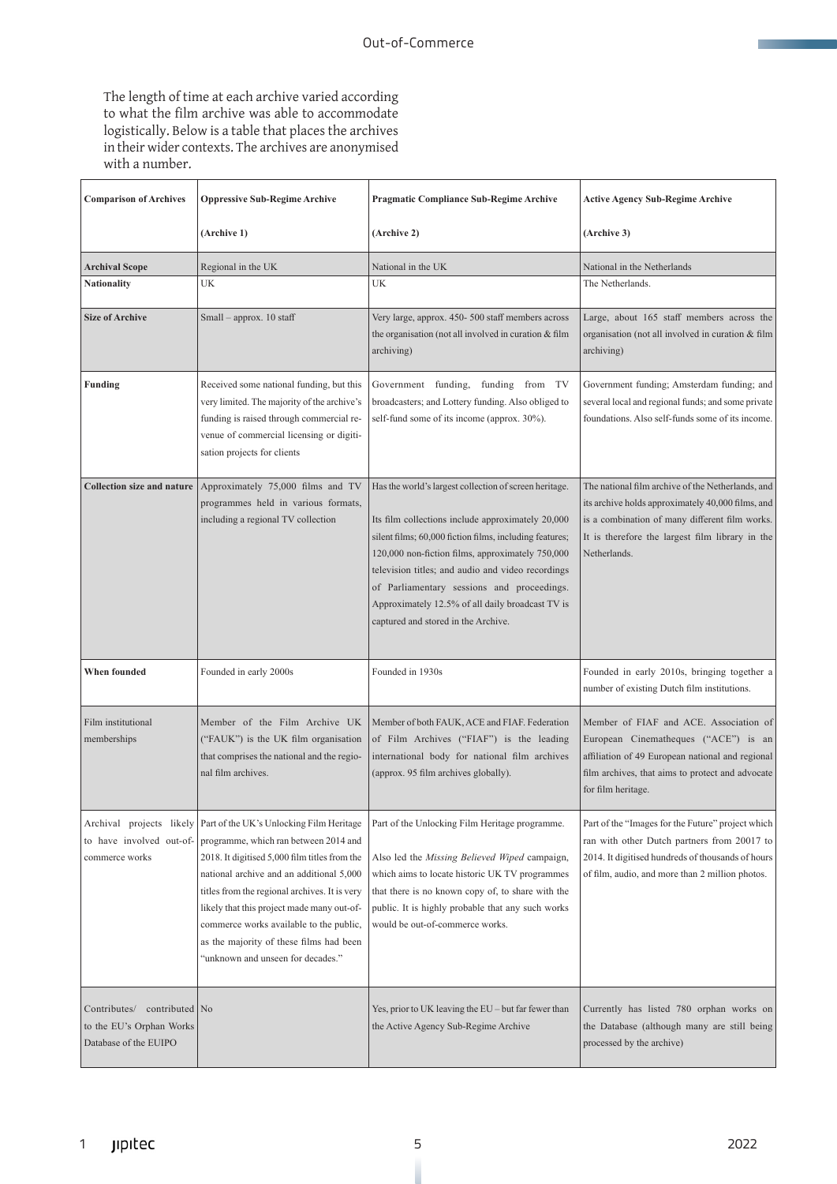The length of time at each archive varied according to what the film archive was able to accommodate logistically. Below is a table that places the archives in their wider contexts. The archives are anonymised with a number.

| **Comparison of Archives** | **Oppressive Sub-Regime Archive**<br><br>**(Archive 1)** | **Pragmatic Compliance Sub-Regime Archive**<br><br>**(Archive 2)** | **Active Agency Sub-Regime Archive**<br><br>**(Archive 3)** |
|---|---|---|---|
| **Archival Scope** | Regional in the UK | National in the UK | National in the Netherlands |
| **Nationality** | UK | UK | The Netherlands. |
| **Size of Archive** | Small – approx. 10 staff | Very large, approx. 450- 500 staff members across the organisation (not all involved in curation & film archiving) | Large, about 165 staff members across the organisation (not all involved in curation & film archiving) |
| **Funding** | Received some national funding, but this very limited. The majority of the archive's funding is raised through commercial revenue of commercial licensing or digitisation projects for clients | Government funding, funding from TV broadcasters; and Lottery funding. Also obliged to self-fund some of its income (approx. 30%). | Government funding; Amsterdam funding; and several local and regional funds; and some private foundations. Also self-funds some of its income. |
| **Collection size and nature** | Approximately 75,000 films and TV programmes held in various formats, including a regional TV collection | Has the world's largest collection of screen heritage.<br><br>Its film collections include approximately 20,000 silent films; 60,000 fiction films, including features; 120,000 non-fiction films, approximately 750,000 television titles; and audio and video recordings of Parliamentary sessions and proceedings. Approximately 12.5% of all daily broadcast TV is captured and stored in the Archive. | The national film archive of the Netherlands, and its archive holds approximately 40,000 films, and is a combination of many different film works. It is therefore the largest film library in the Netherlands. |
| **When founded** | Founded in early 2000s | Founded in 1930s | Founded in early 2010s, bringing together a number of existing Dutch film institutions. |
| Film institutional memberships | Member of the Film Archive UK ("FAUK") is the UK film organisation that comprises the national and the regional film archives. | Member of both FAUK, ACE and FIAF. Federation of Film Archives ("FIAF") is the leading international body for national film archives (approx. 95 film archives globally). | Member of FIAF and ACE. Association of European Cinematheques ("ACE") is an affiliation of 49 European national and regional film archives, that aims to protect and advocate for film heritage. |
| Archival projects likely to have involved out-of-commerce works | Part of the UK's Unlocking Film Heritage programme, which ran between 2014 and 2018. It digitised 5,000 film titles from the national archive and an additional 5,000 titles from the regional archives. It is very likely that this project made many out-of-commerce works available to the public, as the majority of these films had been "unknown and unseen for decades." | Part of the Unlocking Film Heritage programme.<br><br>Also led the *Missing Believed Wiped* campaign, which aims to locate historic UK TV programmes that there is no known copy of, to share with the public. It is highly probable that any such works would be out-of-commerce works. | Part of the "Images for the Future" project which ran with other Dutch partners from 20017 to 2014. It digitised hundreds of thousands of hours of film, audio, and more than 2 million photos. |
| Contributes/ contributed to the EU's Orphan Works Database of the EUIPO | No | Yes, prior to UK leaving the EU – but far fewer than the Active Agency Sub-Regime Archive | Currently has listed 780 orphan works on the Database (although many are still being processed by the archive) |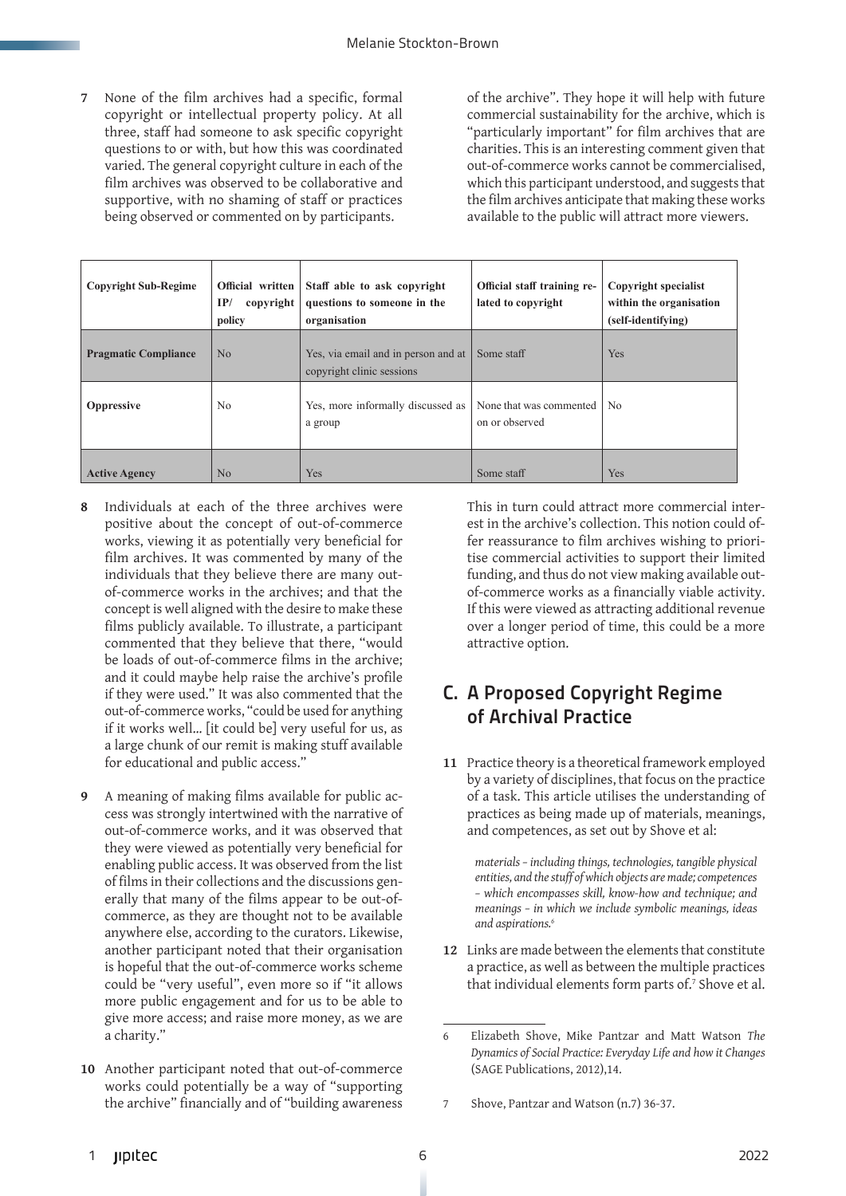7 None of the film archives had a specific, formal copyright or intellectual property policy. At all three, staff had someone to ask specific copyright questions to or with, but how this was coordinated varied. The general copyright culture in each of the film archives was observed to be collaborative and supportive, with no shaming of staff or practices being observed or commented on by participants.

| Copyright Sub-Regime | Official written IP/ copyright policy | Staff able to ask copyright questions to someone in the organisation | Official staff training related to copyright | Copyright specialist within the organisation (self-identifying) |
|---|---|---|---|---|
| **Pragmatic Compliance** | No | Yes, via email and in person and at copyright clinic sessions | Some staff | Yes |
| **Oppressive** | No | Yes, more informally discussed as a group | None that was commented on or observed | No |
| **Active Agency** | No | Yes | Some staff | Yes |

8 Individuals at each of the three archives were positive about the concept of out-of-commerce works, viewing it as potentially very beneficial for film archives. It was commented by many of the individuals that they believe there are many out-of-commerce works in the archives; and that the concept is well aligned with the desire to make these films publicly available. To illustrate, a participant commented that they believe that there, "would be loads of out-of-commerce films in the archive; and it could maybe help raise the archive's profile if they were used." It was also commented that the out-of-commerce works, "could be used for anything if it works well… [it could be] very useful for us, as a large chunk of our remit is making stuff available for educational and public access."

9 A meaning of making films available for public access was strongly intertwined with the narrative of out-of-commerce works, and it was observed that they were viewed as potentially very beneficial for enabling public access. It was observed from the list of films in their collections and the discussions generally that many of the films appear to be out-of-commerce, as they are thought not to be available anywhere else, according to the curators. Likewise, another participant noted that their organisation is hopeful that the out-of-commerce works scheme could be "very useful", even more so if "it allows more public engagement and for us to be able to give more access; and raise more money, as we are a charity."

10 Another participant noted that out-of-commerce works could potentially be a way of "supporting the archive" financially and of "building awareness of the archive". They hope it will help with future commercial sustainability for the archive, which is "particularly important" for film archives that are charities. This is an interesting comment given that out-of-commerce works cannot be commercialised, which this participant understood, and suggests that the film archives anticipate that making these works available to the public will attract more viewers. This in turn could attract more commercial interest in the archive's collection. This notion could offer reassurance to film archives wishing to prioritise commercial activities to support their limited funding, and thus do not view making available out-of-commerce works as a financially viable activity. If this were viewed as attracting additional revenue over a longer period of time, this could be a more attractive option.

## C. A Proposed Copyright Regime of Archival Practice

11 Practice theory is a theoretical framework employed by a variety of disciplines, that focus on the practice of a task. This article utilises the understanding of practices as being made up of materials, meanings, and competences, as set out by Shove et al:

> *materials – including things, technologies, tangible physical entities, and the stuff of which objects are made; competences – which encompasses skill, know-how and technique; and meanings – in which we include symbolic meanings, ideas and aspirations.*[6]

12 Links are made between the elements that constitute a practice, as well as between the multiple practices that individual elements form parts of.[7] Shove et al.

6 Elizabeth Shove, Mike Pantzar and Matt Watson *The Dynamics of Social Practice: Everyday Life and how it Changes* (SAGE Publications, 2012),14.

7 Shove, Pantzar and Watson (n.7) 36-37.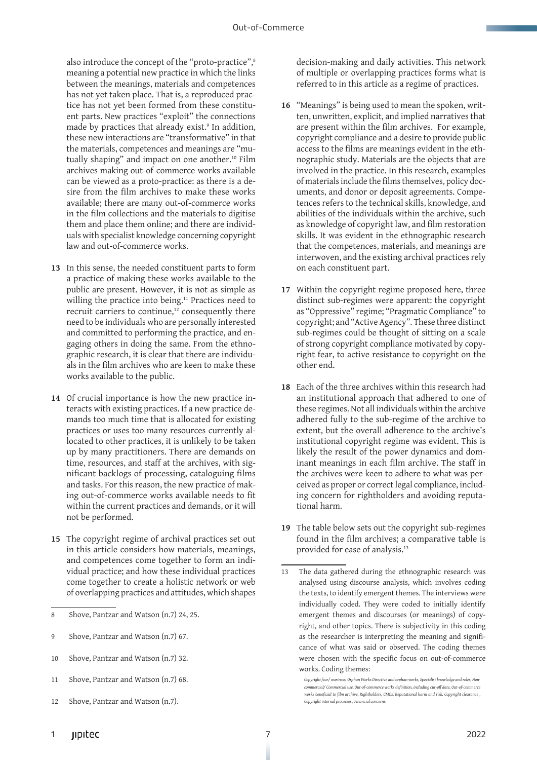also introduce the concept of the "proto-practice",[8] meaning a potential new practice in which the links between the meanings, materials and competences has not yet taken place. That is, a reproduced practice has not yet been formed from these constituent parts. New practices "exploit" the connections made by practices that already exist.[9] In addition, these new interactions are "transformative" in that the materials, competences and meanings are "mutually shaping" and impact on one another.[10] Film archives making out-of-commerce works available can be viewed as a proto-practice: as there is a desire from the film archives to make these works available; there are many out-of-commerce works in the film collections and the materials to digitise them and place them online; and there are individuals with specialist knowledge concerning copyright law and out-of-commerce works.

**13** In this sense, the needed constituent parts to form a practice of making these works available to the public are present. However, it is not as simple as willing the practice into being.[11] Practices need to recruit carriers to continue,[12] consequently there need to be individuals who are personally interested and committed to performing the practice, and engaging others in doing the same. From the ethnographic research, it is clear that there are individuals in the film archives who are keen to make these works available to the public.

**14** Of crucial importance is how the new practice interacts with existing practices. If a new practice demands too much time that is allocated for existing practices or uses too many resources currently allocated to other practices, it is unlikely to be taken up by many practitioners. There are demands on time, resources, and staff at the archives, with significant backlogs of processing, cataloguing films and tasks. For this reason, the new practice of making out-of-commerce works available needs to fit within the current practices and demands, or it will not be performed.

**15** The copyright regime of archival practices set out in this article considers how materials, meanings, and competences come together to form an individual practice; and how these individual practices come together to create a holistic network or web of overlapping practices and attitudes, which shapes decision-making and daily activities. This network of multiple or overlapping practices forms what is referred to in this article as a regime of practices.

**16** "Meanings" is being used to mean the spoken, written, unwritten, explicit, and implied narratives that are present within the film archives. For example, copyright compliance and a desire to provide public access to the films are meanings evident in the ethnographic study. Materials are the objects that are involved in the practice. In this research, examples of materials include the films themselves, policy documents, and donor or deposit agreements. Competences refers to the technical skills, knowledge, and abilities of the individuals within the archive, such as knowledge of copyright law, and film restoration skills. It was evident in the ethnographic research that the competences, materials, and meanings are interwoven, and the existing archival practices rely on each constituent part.

**17** Within the copyright regime proposed here, three distinct sub-regimes were apparent: the copyright as "Oppressive" regime; "Pragmatic Compliance" to copyright; and "Active Agency". These three distinct sub-regimes could be thought of sitting on a scale of strong copyright compliance motivated by copyright fear, to active resistance to copyright on the other end.

**18** Each of the three archives within this research had an institutional approach that adhered to one of these regimes. Not all individuals within the archive adhered fully to the sub-regime of the archive to extent, but the overall adherence to the archive's institutional copyright regime was evident. This is likely the result of the power dynamics and dominant meanings in each film archive. The staff in the archives were keen to adhere to what was perceived as proper or correct legal compliance, including concern for rightholders and avoiding reputational harm.

**19** The table below sets out the copyright sub-regimes found in the film archives; a comparative table is provided for ease of analysis.[13]

---

8 Shove, Pantzar and Watson (n.7) 24, 25.

9 Shove, Pantzar and Watson (n.7) 67.

10 Shove, Pantzar and Watson (n.7) 32.

11 Shove, Pantzar and Watson (n.7) 68.

12 Shove, Pantzar and Watson (n.7).

13 The data gathered during the ethnographic research was analysed using discourse analysis, which involves coding the texts, to identify emergent themes. The interviews were individually coded. They were coded to initially identify emergent themes and discourses (or meanings) of copyright, and other topics. There is subjectivity in this coding as the researcher is interpreting the meaning and significance of what was said or observed. The coding themes were chosen with the specific focus on out-of-commerce works. Coding themes:

*Copyright fear/ wariness, Orphan Works Directive and orphan works, Specialist knowledge and roles, Non-commercial/ Commercial use, Out-of-commerce works definition, including cut-off date, Out-of-commerce works beneficial to film archive, Rightholders, CMOs, Reputational harm and risk, Copyright clearance , Copyright internal processes , Financial concerns.*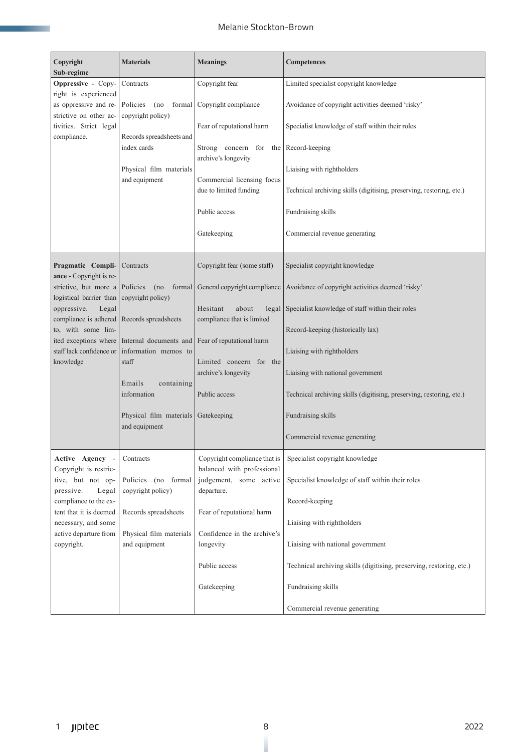| Copyright Sub-regime | Materials | Meanings | Competences |
|---|---|---|---|
| **Oppressive -** Copyright is experienced as oppressive and restrictive on other activities. Strict legal compliance. | Contracts<br><br>Policies (no formal copyright policy)<br><br>Records spreadsheets and index cards<br><br>Physical film materials and equipment | Copyright fear<br><br>Copyright compliance<br><br>Fear of reputational harm<br><br>Strong concern for the archive's longevity<br><br>Commercial licensing focus due to limited funding<br><br>Public access<br><br>Gatekeeping | Limited specialist copyright knowledge<br><br>Avoidance of copyright activities deemed 'risky'<br><br>Specialist knowledge of staff within their roles<br><br>Record-keeping<br><br>Liaising with rightholders<br><br>Technical archiving skills (digitising, preserving, restoring, etc.)<br><br>Fundraising skills<br><br>Commercial revenue generating |
| **Pragmatic Compliance -** Copyright is restrictive, but more a logistical barrier than oppressive. Legal compliance is adhered to, with some limited exceptions where staff lack confidence or knowledge | Contracts<br><br>Policies (no formal copyright policy)<br><br>Records spreadsheets<br><br>Internal documents and information memos to staff<br><br>Emails containing information<br><br>Physical film materials and equipment | Copyright fear (some staff)<br><br>General copyright compliance<br><br>Hesitant about legal compliance that is limited<br><br>Fear of reputational harm<br><br>Limited concern for the archive's longevity<br><br>Public access<br><br>Gatekeeping | Specialist copyright knowledge<br><br>Avoidance of copyright activities deemed 'risky'<br><br>Specialist knowledge of staff within their roles<br><br>Record-keeping (historically lax)<br><br>Liaising with rightholders<br><br>Liaising with national government<br><br>Technical archiving skills (digitising, preserving, restoring, etc.)<br><br>Fundraising skills<br><br>Commercial revenue generating |
| **Active Agency -** Copyright is restrictive, but not oppressive. Legal compliance to the extent that it is deemed necessary, and some active departure from copyright. | Contracts<br><br>Policies (no formal copyright policy)<br><br>Records spreadsheets<br><br>Physical film materials and equipment | Copyright compliance that is balanced with professional judgement, some active departure.<br><br>Fear of reputational harm<br><br>Confidence in the archive's longevity<br><br>Public access<br><br>Gatekeeping | Specialist copyright knowledge<br><br>Specialist knowledge of staff within their roles<br><br>Record-keeping<br><br>Liaising with rightholders<br><br>Liaising with national government<br><br>Technical archiving skills (digitising, preserving, restoring, etc.)<br><br>Fundraising skills<br><br>Commercial revenue generating |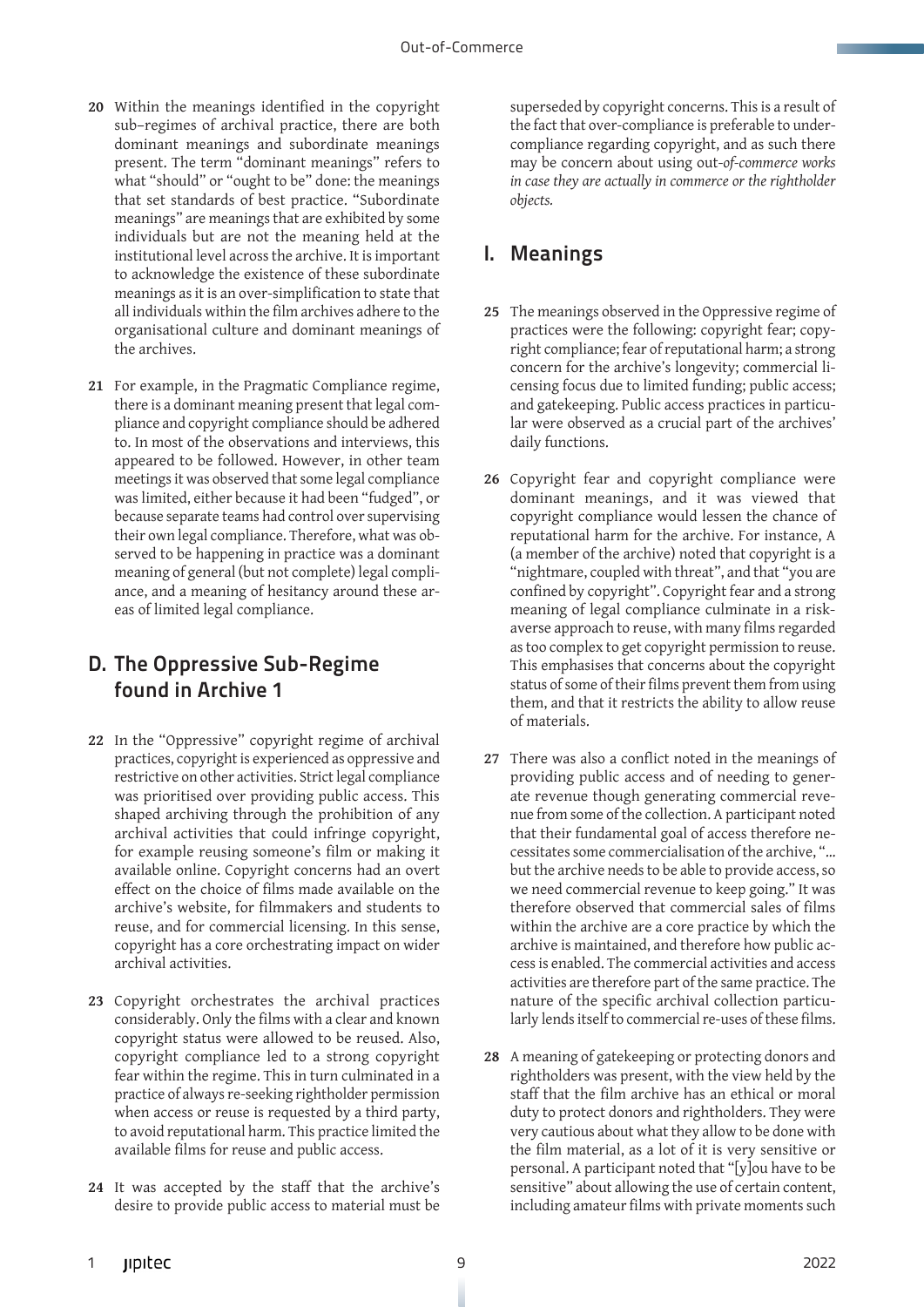**20** Within the meanings identified in the copyright sub–regimes of archival practice, there are both dominant meanings and subordinate meanings present. The term "dominant meanings" refers to what "should" or "ought to be" done: the meanings that set standards of best practice. "Subordinate meanings" are meanings that are exhibited by some individuals but are not the meaning held at the institutional level across the archive. It is important to acknowledge the existence of these subordinate meanings as it is an over-simplification to state that all individuals within the film archives adhere to the organisational culture and dominant meanings of the archives.

**21** For example, in the Pragmatic Compliance regime, there is a dominant meaning present that legal compliance and copyright compliance should be adhered to. In most of the observations and interviews, this appeared to be followed. However, in other team meetings it was observed that some legal compliance was limited, either because it had been "fudged", or because separate teams had control over supervising their own legal compliance. Therefore, what was observed to be happening in practice was a dominant meaning of general (but not complete) legal compliance, and a meaning of hesitancy around these areas of limited legal compliance.

## D. The Oppressive Sub-Regime found in Archive 1

**22** In the "Oppressive" copyright regime of archival practices, copyright is experienced as oppressive and restrictive on other activities. Strict legal compliance was prioritised over providing public access. This shaped archiving through the prohibition of any archival activities that could infringe copyright, for example reusing someone's film or making it available online. Copyright concerns had an overt effect on the choice of films made available on the archive's website, for filmmakers and students to reuse, and for commercial licensing. In this sense, copyright has a core orchestrating impact on wider archival activities.

**23** Copyright orchestrates the archival practices considerably. Only the films with a clear and known copyright status were allowed to be reused. Also, copyright compliance led to a strong copyright fear within the regime. This in turn culminated in a practice of always re-seeking rightholder permission when access or reuse is requested by a third party, to avoid reputational harm. This practice limited the available films for reuse and public access.

**24** It was accepted by the staff that the archive's desire to provide public access to material must be superseded by copyright concerns. This is a result of the fact that over-compliance is preferable to under-compliance regarding copyright, and as such there may be concern about using out-*of-commerce works in case they are actually in commerce or the rightholder objects.*

## I. Meanings

**25** The meanings observed in the Oppressive regime of practices were the following: copyright fear; copyright compliance; fear of reputational harm; a strong concern for the archive's longevity; commercial licensing focus due to limited funding; public access; and gatekeeping. Public access practices in particular were observed as a crucial part of the archives' daily functions.

**26** Copyright fear and copyright compliance were dominant meanings, and it was viewed that copyright compliance would lessen the chance of reputational harm for the archive. For instance, A (a member of the archive) noted that copyright is a "nightmare, coupled with threat", and that "you are confined by copyright". Copyright fear and a strong meaning of legal compliance culminate in a risk-averse approach to reuse, with many films regarded as too complex to get copyright permission to reuse. This emphasises that concerns about the copyright status of some of their films prevent them from using them, and that it restricts the ability to allow reuse of materials.

**27** There was also a conflict noted in the meanings of providing public access and of needing to generate revenue though generating commercial revenue from some of the collection. A participant noted that their fundamental goal of access therefore necessitates some commercialisation of the archive, "… but the archive needs to be able to provide access, so we need commercial revenue to keep going." It was therefore observed that commercial sales of films within the archive are a core practice by which the archive is maintained, and therefore how public access is enabled. The commercial activities and access activities are therefore part of the same practice. The nature of the specific archival collection particularly lends itself to commercial re-uses of these films.

**28** A meaning of gatekeeping or protecting donors and rightholders was present, with the view held by the staff that the film archive has an ethical or moral duty to protect donors and rightholders. They were very cautious about what they allow to be done with the film material, as a lot of it is very sensitive or personal. A participant noted that "[y]ou have to be sensitive" about allowing the use of certain content, including amateur films with private moments such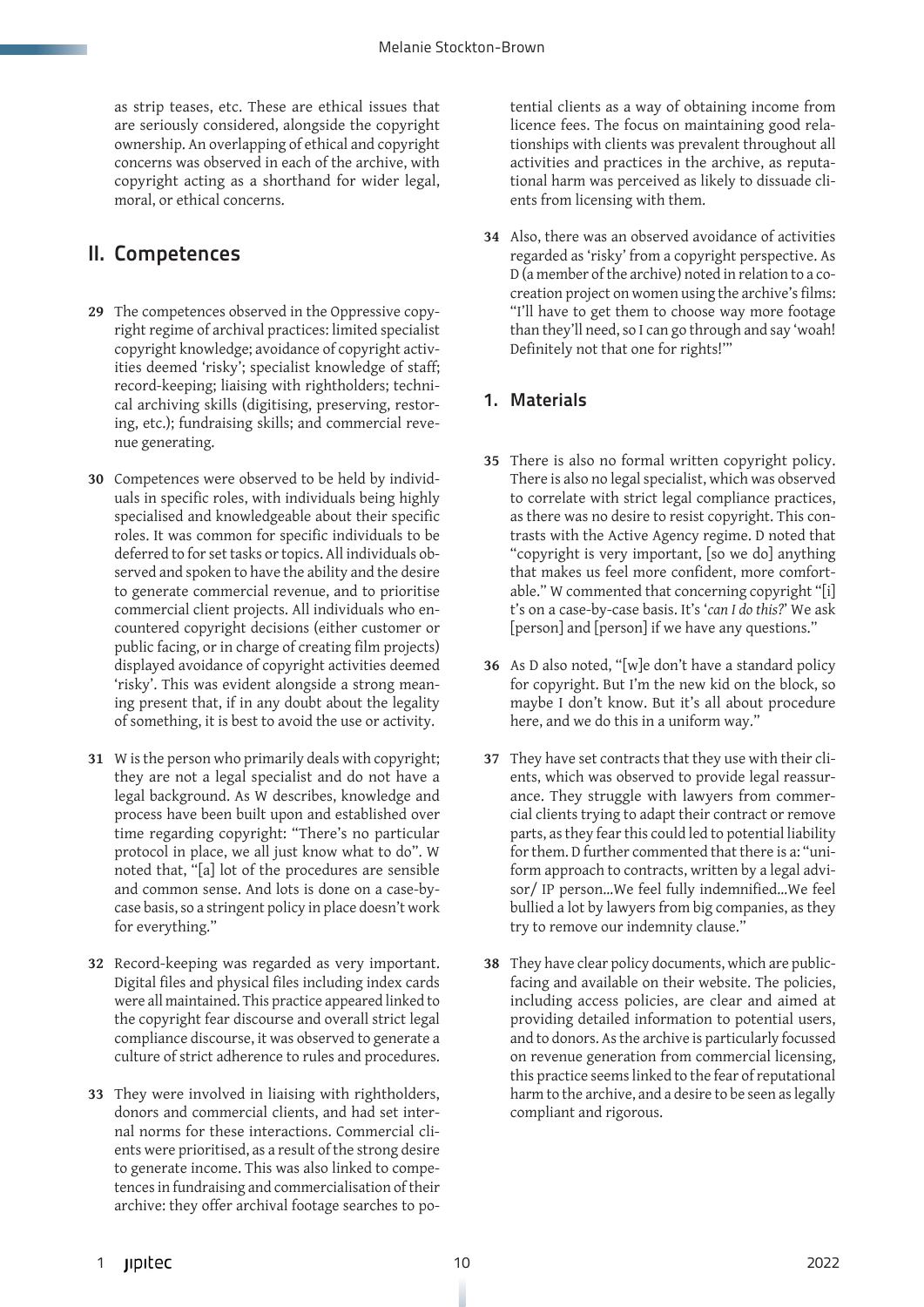as strip teases, etc. These are ethical issues that are seriously considered, alongside the copyright ownership. An overlapping of ethical and copyright concerns was observed in each of the archive, with copyright acting as a shorthand for wider legal, moral, or ethical concerns.

## II. Competences

**29** The competences observed in the Oppressive copyright regime of archival practices: limited specialist copyright knowledge; avoidance of copyright activities deemed 'risky'; specialist knowledge of staff; record-keeping; liaising with rightholders; technical archiving skills (digitising, preserving, restoring, etc.); fundraising skills; and commercial revenue generating.

**30** Competences were observed to be held by individuals in specific roles, with individuals being highly specialised and knowledgeable about their specific roles. It was common for specific individuals to be deferred to for set tasks or topics. All individuals observed and spoken to have the ability and the desire to generate commercial revenue, and to prioritise commercial client projects. All individuals who encountered copyright decisions (either customer or public facing, or in charge of creating film projects) displayed avoidance of copyright activities deemed 'risky'. This was evident alongside a strong meaning present that, if in any doubt about the legality of something, it is best to avoid the use or activity.

**31** W is the person who primarily deals with copyright; they are not a legal specialist and do not have a legal background. As W describes, knowledge and process have been built upon and established over time regarding copyright: "There's no particular protocol in place, we all just know what to do". W noted that, "[a] lot of the procedures are sensible and common sense. And lots is done on a case-by-case basis, so a stringent policy in place doesn't work for everything."

**32** Record-keeping was regarded as very important. Digital files and physical files including index cards were all maintained. This practice appeared linked to the copyright fear discourse and overall strict legal compliance discourse, it was observed to generate a culture of strict adherence to rules and procedures.

**33** They were involved in liaising with rightholders, donors and commercial clients, and had set internal norms for these interactions. Commercial clients were prioritised, as a result of the strong desire to generate income. This was also linked to competences in fundraising and commercialisation of their archive: they offer archival footage searches to potential clients as a way of obtaining income from licence fees. The focus on maintaining good relationships with clients was prevalent throughout all activities and practices in the archive, as reputational harm was perceived as likely to dissuade clients from licensing with them.

**34** Also, there was an observed avoidance of activities regarded as 'risky' from a copyright perspective. As D (a member of the archive) noted in relation to a co-creation project on women using the archive's films: "I'll have to get them to choose way more footage than they'll need, so I can go through and say 'woah! Definitely not that one for rights!'"

### 1. Materials

**35** There is also no formal written copyright policy. There is also no legal specialist, which was observed to correlate with strict legal compliance practices, as there was no desire to resist copyright. This contrasts with the Active Agency regime. D noted that "copyright is very important, [so we do] anything that makes us feel more confident, more comfortable." W commented that concerning copyright "[i]t's on a case-by-case basis. It's '*can I do this?*' We ask [person] and [person] if we have any questions."

**36** As D also noted, "[w]e don't have a standard policy for copyright. But I'm the new kid on the block, so maybe I don't know. But it's all about procedure here, and we do this in a uniform way."

**37** They have set contracts that they use with their clients, which was observed to provide legal reassurance. They struggle with lawyers from commercial clients trying to adapt their contract or remove parts, as they fear this could led to potential liability for them. D further commented that there is a: "uniform approach to contracts, written by a legal advisor/ IP person...We feel fully indemnified...We feel bullied a lot by lawyers from big companies, as they try to remove our indemnity clause."

**38** They have clear policy documents, which are public-facing and available on their website. The policies, including access policies, are clear and aimed at providing detailed information to potential users, and to donors. As the archive is particularly focussed on revenue generation from commercial licensing, this practice seems linked to the fear of reputational harm to the archive, and a desire to be seen as legally compliant and rigorous.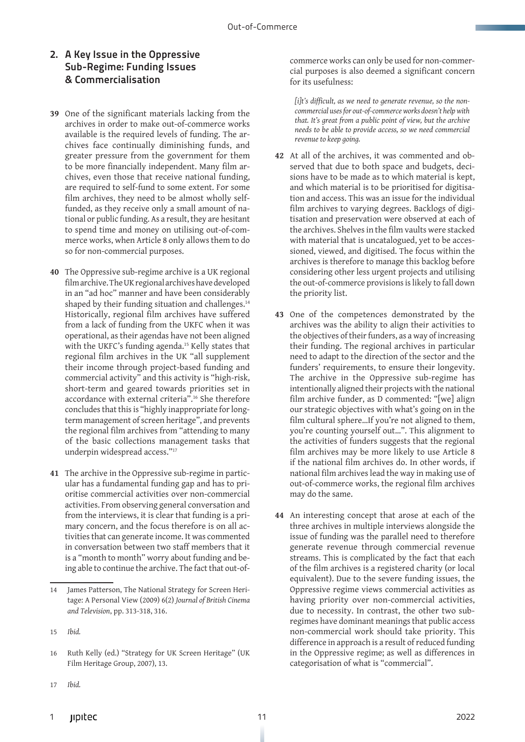## 2. A Key Issue in the Oppressive Sub-Regime: Funding Issues & Commercialisation

**39** One of the significant materials lacking from the archives in order to make out-of-commerce works available is the required levels of funding. The archives face continually diminishing funds, and greater pressure from the government for them to be more financially independent. Many film archives, even those that receive national funding, are required to self-fund to some extent. For some film archives, they need to be almost wholly self-funded, as they receive only a small amount of national or public funding. As a result, they are hesitant to spend time and money on utilising out-of-commerce works, when Article 8 only allows them to do so for non-commercial purposes.

**40** The Oppressive sub-regime archive is a UK regional film archive. The UK regional archives have developed in an "ad hoc" manner and have been considerably shaped by their funding situation and challenges.[14] Historically, regional film archives have suffered from a lack of funding from the UKFC when it was operational, as their agendas have not been aligned with the UKFC's funding agenda.[15] Kelly states that regional film archives in the UK "all supplement their income through project-based funding and commercial activity" and this activity is "high-risk, short-term and geared towards priorities set in accordance with external criteria".[16] She therefore concludes that this is "highly inappropriate for long-term management of screen heritage", and prevents the regional film archives from "attending to many of the basic collections management tasks that underpin widespread access."[17]

**41** The archive in the Oppressive sub-regime in particular has a fundamental funding gap and has to prioritise commercial activities over non-commercial activities. From observing general conversation and from the interviews, it is clear that funding is a primary concern, and the focus therefore is on all activities that can generate income. It was commented in conversation between two staff members that it is a "month to month" worry about funding and being able to continue the archive. The fact that out-of-commerce works can only be used for non-commercial purposes is also deemed a significant concern for its usefulness:

> *[i]t's difficult, as we need to generate revenue, so the non-commercial uses for out-of-commerce works doesn't help with that. It's great from a public point of view, but the archive needs to be able to provide access, so we need commercial revenue to keep going.*

**42** At all of the archives, it was commented and observed that due to both space and budgets, decisions have to be made as to which material is kept, and which material is to be prioritised for digitisation and access. This was an issue for the individual film archives to varying degrees. Backlogs of digitisation and preservation were observed at each of the archives. Shelves in the film vaults were stacked with material that is uncatalogued, yet to be accessioned, viewed, and digitised. The focus within the archives is therefore to manage this backlog before considering other less urgent projects and utilising the out-of-commerce provisions is likely to fall down the priority list.

**43** One of the competences demonstrated by the archives was the ability to align their activities to the objectives of their funders, as a way of increasing their funding. The regional archives in particular need to adapt to the direction of the sector and the funders' requirements, to ensure their longevity. The archive in the Oppressive sub-regime has intentionally aligned their projects with the national film archive funder, as D commented: "[we] align our strategic objectives with what's going on in the film cultural sphere…If you're not aligned to them, you're counting yourself out…". This alignment to the activities of funders suggests that the regional film archives may be more likely to use Article 8 if the national film archives do. In other words, if national film archives lead the way in making use of out-of-commerce works, the regional film archives may do the same.

**44** An interesting concept that arose at each of the three archives in multiple interviews alongside the issue of funding was the parallel need to therefore generate revenue through commercial revenue streams. This is complicated by the fact that each of the film archives is a registered charity (or local equivalent). Due to the severe funding issues, the Oppressive regime views commercial activities as having priority over non-commercial activities, due to necessity. In contrast, the other two sub-regimes have dominant meanings that public access non-commercial work should take priority. This difference in approach is a result of reduced funding in the Oppressive regime; as well as differences in categorisation of what is "commercial".

---

14 James Patterson, The National Strategy for Screen Heritage: A Personal View (2009) 6(2) *Journal of British Cinema and Television*, pp. 313-318, 316.

15 *Ibid.*

16 Ruth Kelly (ed.) "Strategy for UK Screen Heritage" (UK Film Heritage Group, 2007), 13.

17 *Ibid.*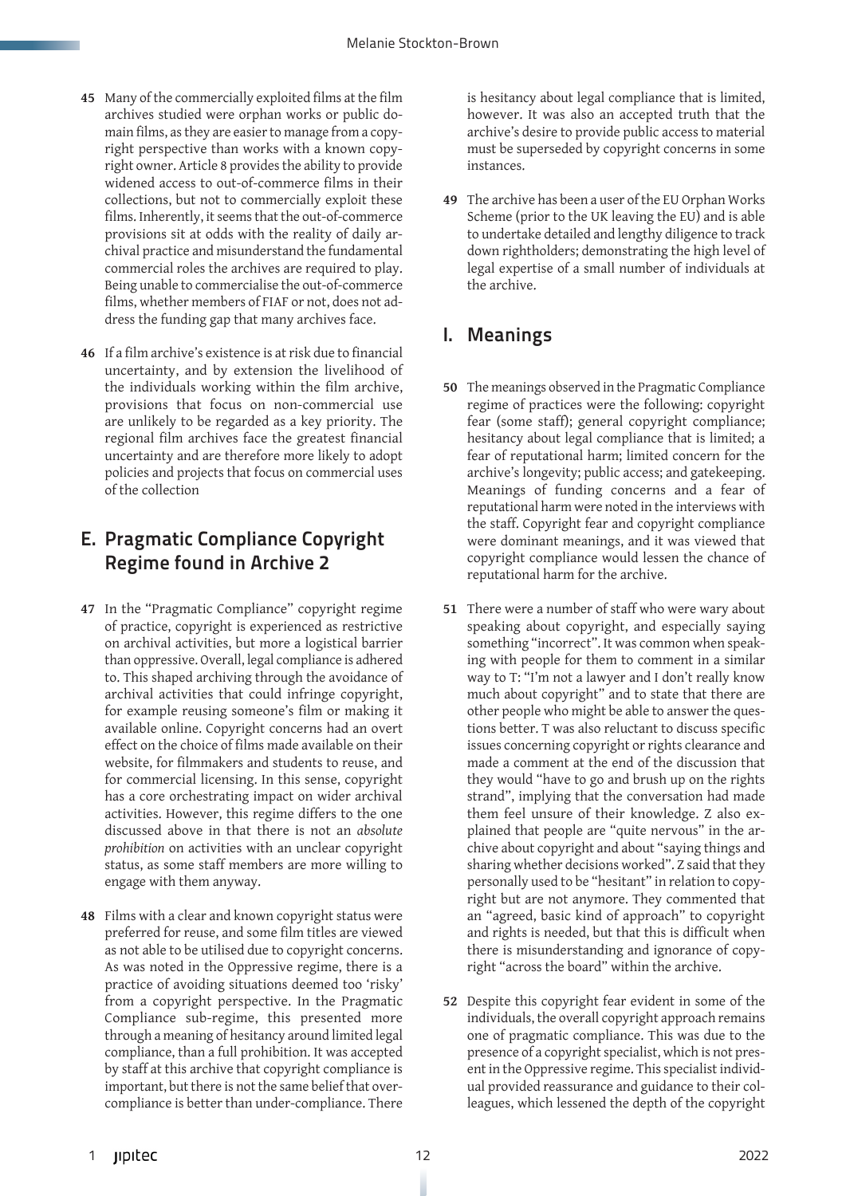45 Many of the commercially exploited films at the film archives studied were orphan works or public domain films, as they are easier to manage from a copyright perspective than works with a known copyright owner. Article 8 provides the ability to provide widened access to out-of-commerce films in their collections, but not to commercially exploit these films. Inherently, it seems that the out-of-commerce provisions sit at odds with the reality of daily archival practice and misunderstand the fundamental commercial roles the archives are required to play. Being unable to commercialise the out-of-commerce films, whether members of FIAF or not, does not address the funding gap that many archives face.

46 If a film archive's existence is at risk due to financial uncertainty, and by extension the livelihood of the individuals working within the film archive, provisions that focus on non-commercial use are unlikely to be regarded as a key priority. The regional film archives face the greatest financial uncertainty and are therefore more likely to adopt policies and projects that focus on commercial uses of the collection

## E. Pragmatic Compliance Copyright Regime found in Archive 2

47 In the "Pragmatic Compliance" copyright regime of practice, copyright is experienced as restrictive on archival activities, but more a logistical barrier than oppressive. Overall, legal compliance is adhered to. This shaped archiving through the avoidance of archival activities that could infringe copyright, for example reusing someone's film or making it available online. Copyright concerns had an overt effect on the choice of films made available on their website, for filmmakers and students to reuse, and for commercial licensing. In this sense, copyright has a core orchestrating impact on wider archival activities. However, this regime differs to the one discussed above in that there is not an *absolute prohibition* on activities with an unclear copyright status, as some staff members are more willing to engage with them anyway.

48 Films with a clear and known copyright status were preferred for reuse, and some film titles are viewed as not able to be utilised due to copyright concerns. As was noted in the Oppressive regime, there is a practice of avoiding situations deemed too 'risky' from a copyright perspective. In the Pragmatic Compliance sub-regime, this presented more through a meaning of hesitancy around limited legal compliance, than a full prohibition. It was accepted by staff at this archive that copyright compliance is important, but there is not the same belief that over-compliance is better than under-compliance. There is hesitancy about legal compliance that is limited, however. It was also an accepted truth that the archive's desire to provide public access to material must be superseded by copyright concerns in some instances.

49 The archive has been a user of the EU Orphan Works Scheme (prior to the UK leaving the EU) and is able to undertake detailed and lengthy diligence to track down rightholders; demonstrating the high level of legal expertise of a small number of individuals at the archive.

## I. Meanings

50 The meanings observed in the Pragmatic Compliance regime of practices were the following: copyright fear (some staff); general copyright compliance; hesitancy about legal compliance that is limited; a fear of reputational harm; limited concern for the archive's longevity; public access; and gatekeeping. Meanings of funding concerns and a fear of reputational harm were noted in the interviews with the staff. Copyright fear and copyright compliance were dominant meanings, and it was viewed that copyright compliance would lessen the chance of reputational harm for the archive.

51 There were a number of staff who were wary about speaking about copyright, and especially saying something "incorrect". It was common when speaking with people for them to comment in a similar way to T: "I'm not a lawyer and I don't really know much about copyright" and to state that there are other people who might be able to answer the questions better. T was also reluctant to discuss specific issues concerning copyright or rights clearance and made a comment at the end of the discussion that they would "have to go and brush up on the rights strand", implying that the conversation had made them feel unsure of their knowledge. Z also explained that people are "quite nervous" in the archive about copyright and about "saying things and sharing whether decisions worked". Z said that they personally used to be "hesitant" in relation to copyright but are not anymore. They commented that an "agreed, basic kind of approach" to copyright and rights is needed, but that this is difficult when there is misunderstanding and ignorance of copyright "across the board" within the archive.

52 Despite this copyright fear evident in some of the individuals, the overall copyright approach remains one of pragmatic compliance. This was due to the presence of a copyright specialist, which is not present in the Oppressive regime. This specialist individual provided reassurance and guidance to their colleagues, which lessened the depth of the copyright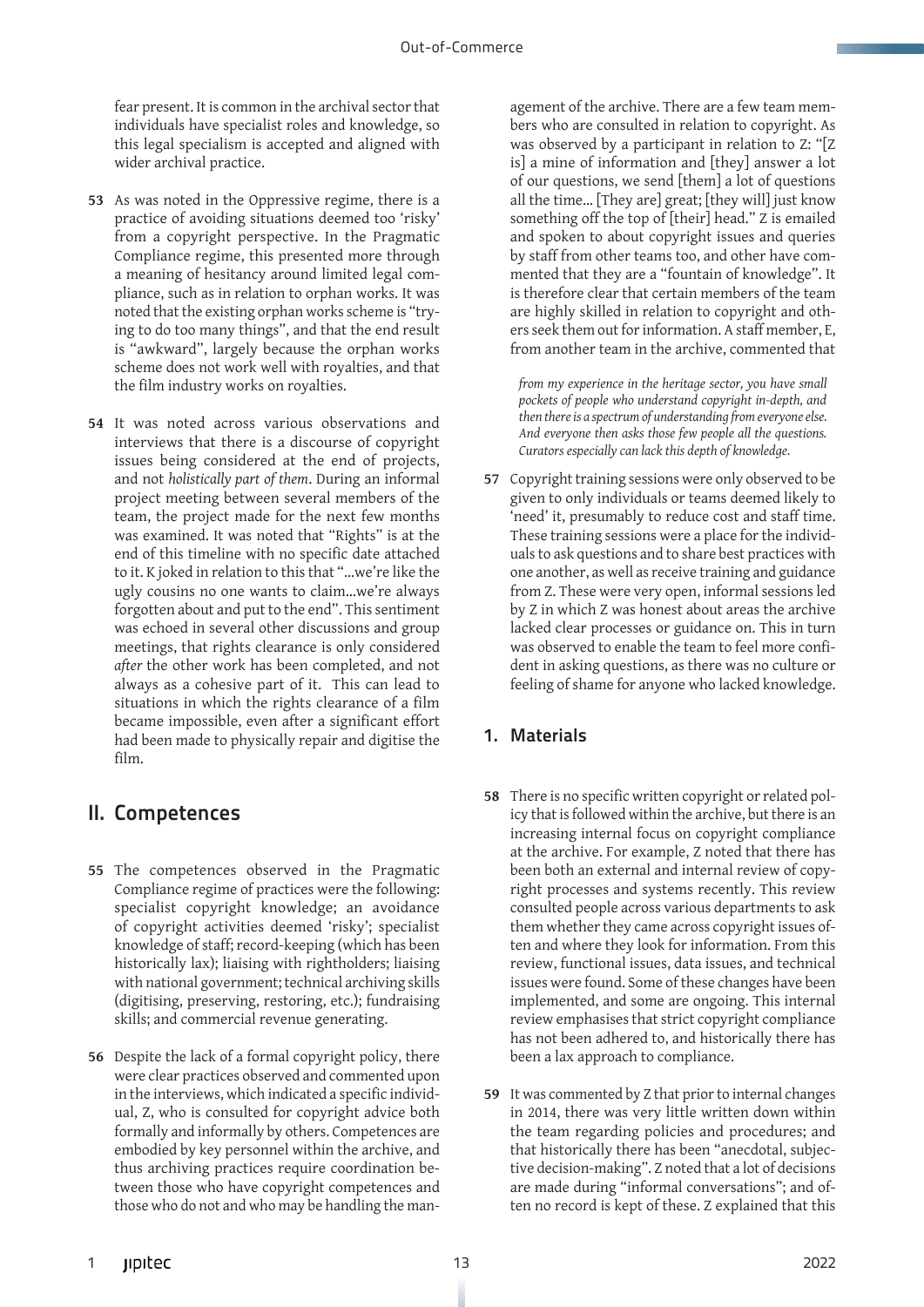fear present. It is common in the archival sector that individuals have specialist roles and knowledge, so this legal specialism is accepted and aligned with wider archival practice.

**53** As was noted in the Oppressive regime, there is a practice of avoiding situations deemed too 'risky' from a copyright perspective. In the Pragmatic Compliance regime, this presented more through a meaning of hesitancy around limited legal compliance, such as in relation to orphan works. It was noted that the existing orphan works scheme is "trying to do too many things", and that the end result is "awkward", largely because the orphan works scheme does not work well with royalties, and that the film industry works on royalties.

**54** It was noted across various observations and interviews that there is a discourse of copyright issues being considered at the end of projects, and not *holistically part of them*. During an informal project meeting between several members of the team, the project made for the next few months was examined. It was noted that "Rights" is at the end of this timeline with no specific date attached to it. K joked in relation to this that "...we're like the ugly cousins no one wants to claim...we're always forgotten about and put to the end". This sentiment was echoed in several other discussions and group meetings, that rights clearance is only considered *after* the other work has been completed, and not always as a cohesive part of it. This can lead to situations in which the rights clearance of a film became impossible, even after a significant effort had been made to physically repair and digitise the film.

## II. Competences

**55** The competences observed in the Pragmatic Compliance regime of practices were the following: specialist copyright knowledge; an avoidance of copyright activities deemed 'risky'; specialist knowledge of staff; record-keeping (which has been historically lax); liaising with rightholders; liaising with national government; technical archiving skills (digitising, preserving, restoring, etc.); fundraising skills; and commercial revenue generating.

**56** Despite the lack of a formal copyright policy, there were clear practices observed and commented upon in the interviews, which indicated a specific individual, Z, who is consulted for copyright advice both formally and informally by others. Competences are embodied by key personnel within the archive, and thus archiving practices require coordination between those who have copyright competences and those who do not and who may be handling the management of the archive. There are a few team members who are consulted in relation to copyright. As was observed by a participant in relation to Z: "[Z is] a mine of information and [they] answer a lot of our questions, we send [them] a lot of questions all the time... [They are] great; [they will] just know something off the top of [their] head." Z is emailed and spoken to about copyright issues and queries by staff from other teams too, and other have commented that they are a "fountain of knowledge". It is therefore clear that certain members of the team are highly skilled in relation to copyright and others seek them out for information. A staff member, E, from another team in the archive, commented that

> *from my experience in the heritage sector, you have small pockets of people who understand copyright in-depth, and then there is a spectrum of understanding from everyone else. And everyone then asks those few people all the questions. Curators especially can lack this depth of knowledge.*

**57** Copyright training sessions were only observed to be given to only individuals or teams deemed likely to 'need' it, presumably to reduce cost and staff time. These training sessions were a place for the individuals to ask questions and to share best practices with one another, as well as receive training and guidance from Z. These were very open, informal sessions led by Z in which Z was honest about areas the archive lacked clear processes or guidance on. This in turn was observed to enable the team to feel more confident in asking questions, as there was no culture or feeling of shame for anyone who lacked knowledge.

### 1. Materials

**58** There is no specific written copyright or related policy that is followed within the archive, but there is an increasing internal focus on copyright compliance at the archive. For example, Z noted that there has been both an external and internal review of copyright processes and systems recently. This review consulted people across various departments to ask them whether they came across copyright issues often and where they look for information. From this review, functional issues, data issues, and technical issues were found. Some of these changes have been implemented, and some are ongoing. This internal review emphasises that strict copyright compliance has not been adhered to, and historically there has been a lax approach to compliance.

**59** It was commented by Z that prior to internal changes in 2014, there was very little written down within the team regarding policies and procedures; and that historically there has been "anecdotal, subjective decision-making". Z noted that a lot of decisions are made during "informal conversations"; and often no record is kept of these. Z explained that this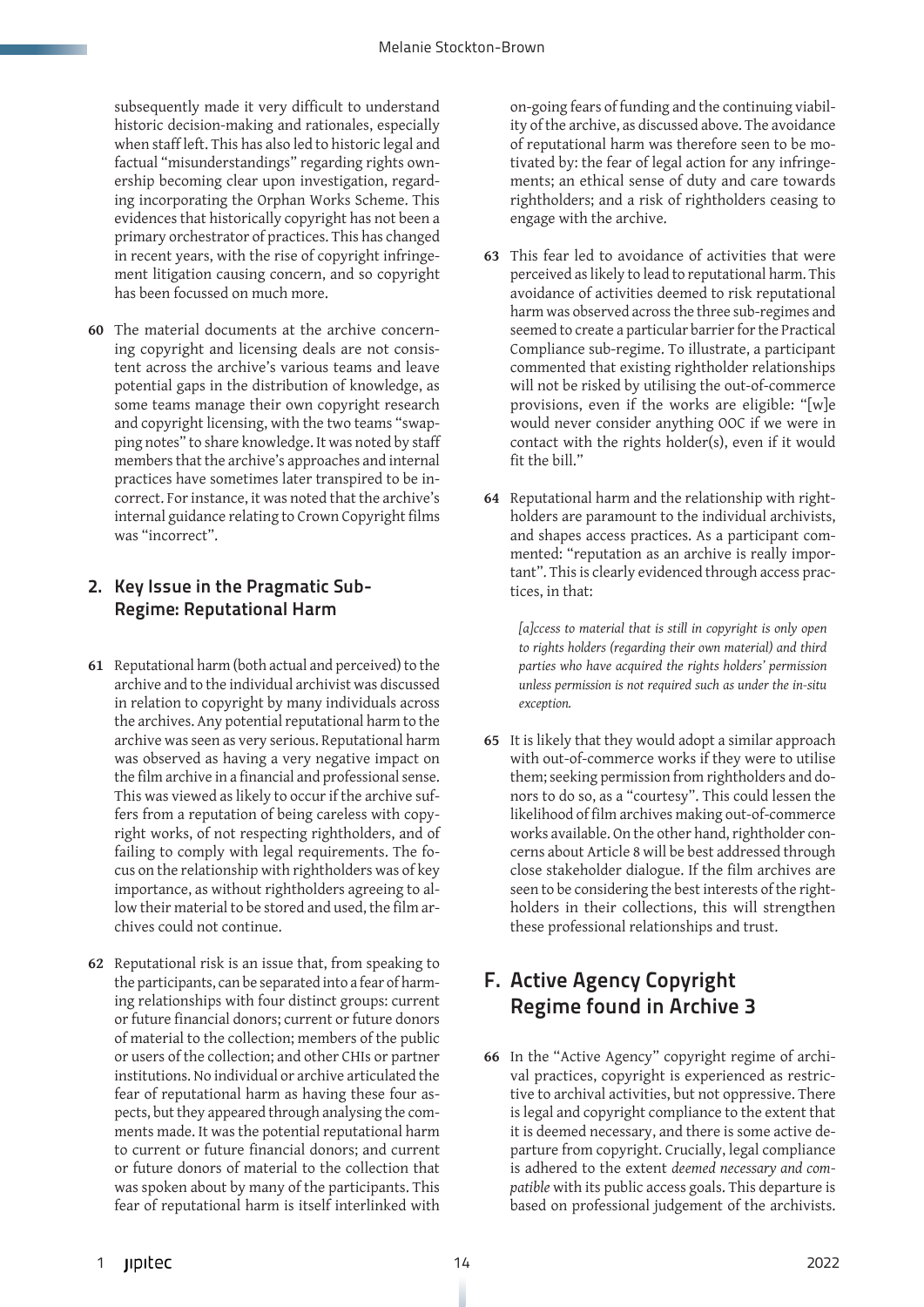subsequently made it very difficult to understand historic decision-making and rationales, especially when staff left. This has also led to historic legal and factual "misunderstandings" regarding rights ownership becoming clear upon investigation, regarding incorporating the Orphan Works Scheme. This evidences that historically copyright has not been a primary orchestrator of practices. This has changed in recent years, with the rise of copyright infringement litigation causing concern, and so copyright has been focussed on much more.

**60** The material documents at the archive concerning copyright and licensing deals are not consistent across the archive's various teams and leave potential gaps in the distribution of knowledge, as some teams manage their own copyright research and copyright licensing, with the two teams "swapping notes" to share knowledge. It was noted by staff members that the archive's approaches and internal practices have sometimes later transpired to be incorrect. For instance, it was noted that the archive's internal guidance relating to Crown Copyright films was "incorrect".

## 2. Key Issue in the Pragmatic Sub-Regime: Reputational Harm

**61** Reputational harm (both actual and perceived) to the archive and to the individual archivist was discussed in relation to copyright by many individuals across the archives. Any potential reputational harm to the archive was seen as very serious. Reputational harm was observed as having a very negative impact on the film archive in a financial and professional sense. This was viewed as likely to occur if the archive suffers from a reputation of being careless with copyright works, of not respecting rightholders, and of failing to comply with legal requirements. The focus on the relationship with rightholders was of key importance, as without rightholders agreeing to allow their material to be stored and used, the film archives could not continue.

**62** Reputational risk is an issue that, from speaking to the participants, can be separated into a fear of harming relationships with four distinct groups: current or future financial donors; current or future donors of material to the collection; members of the public or users of the collection; and other CHIs or partner institutions. No individual or archive articulated the fear of reputational harm as having these four aspects, but they appeared through analysing the comments made. It was the potential reputational harm to current or future financial donors; and current or future donors of material to the collection that was spoken about by many of the participants. This fear of reputational harm is itself interlinked with on-going fears of funding and the continuing viability of the archive, as discussed above. The avoidance of reputational harm was therefore seen to be motivated by: the fear of legal action for any infringements; an ethical sense of duty and care towards rightholders; and a risk of rightholders ceasing to engage with the archive.

**63** This fear led to avoidance of activities that were perceived as likely to lead to reputational harm. This avoidance of activities deemed to risk reputational harm was observed across the three sub-regimes and seemed to create a particular barrier for the Practical Compliance sub-regime. To illustrate, a participant commented that existing rightholder relationships will not be risked by utilising the out-of-commerce provisions, even if the works are eligible: "[w]e would never consider anything OOC if we were in contact with the rights holder(s), even if it would fit the bill."

**64** Reputational harm and the relationship with rightholders are paramount to the individual archivists, and shapes access practices. As a participant commented: "reputation as an archive is really important". This is clearly evidenced through access practices, in that:

> *[a]ccess to material that is still in copyright is only open to rights holders (regarding their own material) and third parties who have acquired the rights holders' permission unless permission is not required such as under the in-situ exception.*

**65** It is likely that they would adopt a similar approach with out-of-commerce works if they were to utilise them; seeking permission from rightholders and donors to do so, as a "courtesy". This could lessen the likelihood of film archives making out-of-commerce works available. On the other hand, rightholder concerns about Article 8 will be best addressed through close stakeholder dialogue. If the film archives are seen to be considering the best interests of the rightholders in their collections, this will strengthen these professional relationships and trust.

# F. Active Agency Copyright Regime found in Archive 3

**66** In the "Active Agency" copyright regime of archival practices, copyright is experienced as restrictive to archival activities, but not oppressive. There is legal and copyright compliance to the extent that it is deemed necessary, and there is some active departure from copyright. Crucially, legal compliance is adhered to the extent *deemed necessary and compatible* with its public access goals. This departure is based on professional judgement of the archivists.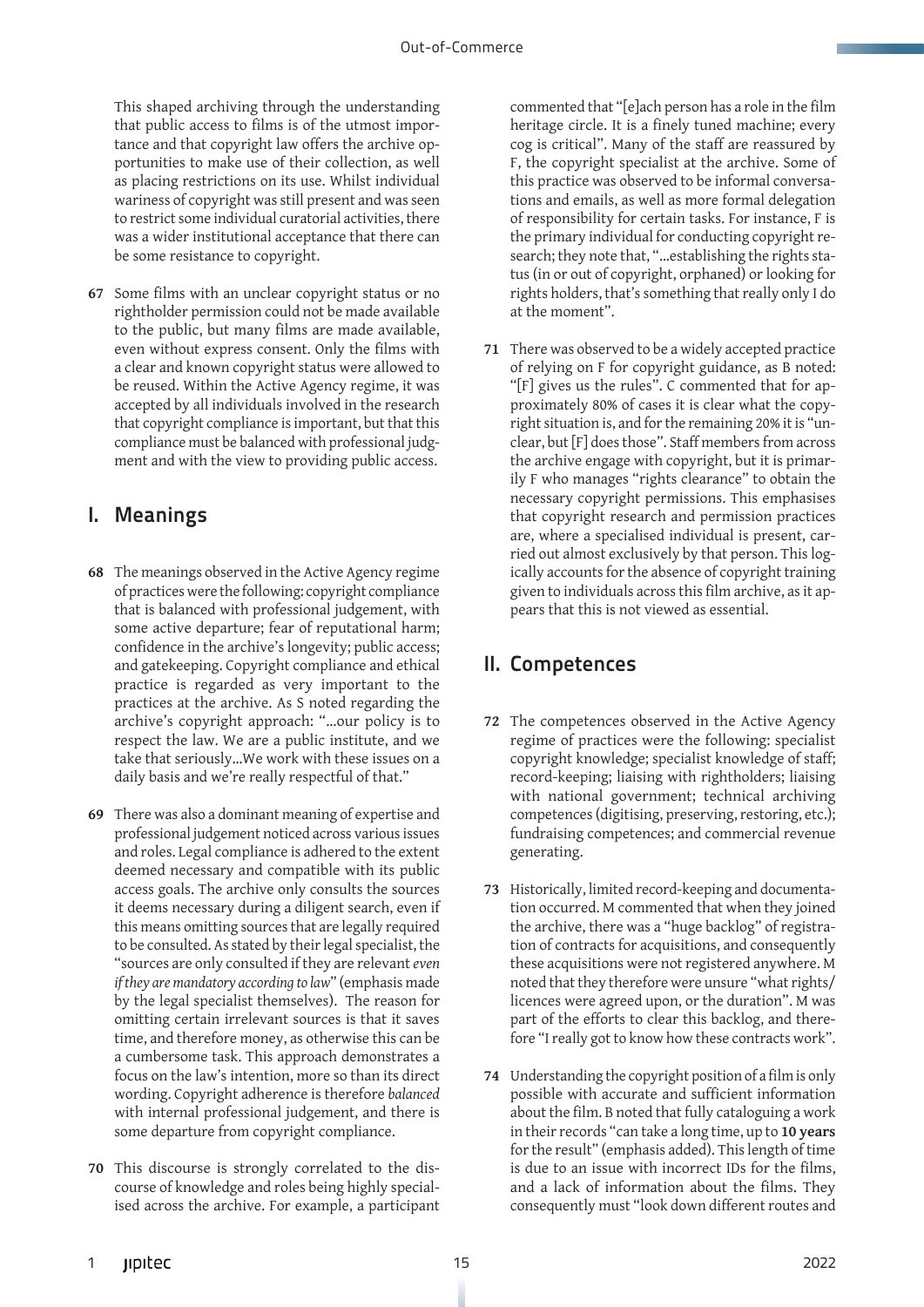This shaped archiving through the understanding that public access to films is of the utmost importance and that copyright law offers the archive opportunities to make use of their collection, as well as placing restrictions on its use. Whilst individual wariness of copyright was still present and was seen to restrict some individual curatorial activities, there was a wider institutional acceptance that there can be some resistance to copyright.

**67** Some films with an unclear copyright status or no rightholder permission could not be made available to the public, but many films are made available, even without express consent. Only the films with a clear and known copyright status were allowed to be reused. Within the Active Agency regime, it was accepted by all individuals involved in the research that copyright compliance is important, but that this compliance must be balanced with professional judgment and with the view to providing public access.

## I. Meanings

**68** The meanings observed in the Active Agency regime of practices were the following: copyright compliance that is balanced with professional judgement, with some active departure; fear of reputational harm; confidence in the archive's longevity; public access; and gatekeeping. Copyright compliance and ethical practice is regarded as very important to the practices at the archive. As S noted regarding the archive's copyright approach: "...our policy is to respect the law. We are a public institute, and we take that seriously...We work with these issues on a daily basis and we're really respectful of that."

**69** There was also a dominant meaning of expertise and professional judgement noticed across various issues and roles. Legal compliance is adhered to the extent deemed necessary and compatible with its public access goals. The archive only consults the sources it deems necessary during a diligent search, even if this means omitting sources that are legally required to be consulted. As stated by their legal specialist, the "sources are only consulted if they are relevant *even if they are mandatory according to law*" (emphasis made by the legal specialist themselves). The reason for omitting certain irrelevant sources is that it saves time, and therefore money, as otherwise this can be a cumbersome task. This approach demonstrates a focus on the law's intention, more so than its direct wording. Copyright adherence is therefore *balanced* with internal professional judgement, and there is some departure from copyright compliance.

**70** This discourse is strongly correlated to the discourse of knowledge and roles being highly specialised across the archive. For example, a participant commented that "[e]ach person has a role in the film heritage circle. It is a finely tuned machine; every cog is critical". Many of the staff are reassured by F, the copyright specialist at the archive. Some of this practice was observed to be informal conversations and emails, as well as more formal delegation of responsibility for certain tasks. For instance, F is the primary individual for conducting copyright research; they note that, "...establishing the rights status (in or out of copyright, orphaned) or looking for rights holders, that's something that really only I do at the moment".

**71** There was observed to be a widely accepted practice of relying on F for copyright guidance, as B noted: "[F] gives us the rules". C commented that for approximately 80% of cases it is clear what the copyright situation is, and for the remaining 20% it is "unclear, but [F] does those". Staff members from across the archive engage with copyright, but it is primarily F who manages "rights clearance" to obtain the necessary copyright permissions. This emphasises that copyright research and permission practices are, where a specialised individual is present, carried out almost exclusively by that person. This logically accounts for the absence of copyright training given to individuals across this film archive, as it appears that this is not viewed as essential.

## II. Competences

**72** The competences observed in the Active Agency regime of practices were the following: specialist copyright knowledge; specialist knowledge of staff; record-keeping; liaising with rightholders; liaising with national government; technical archiving competences (digitising, preserving, restoring, etc.); fundraising competences; and commercial revenue generating.

**73** Historically, limited record-keeping and documentation occurred. M commented that when they joined the archive, there was a "huge backlog" of registration of contracts for acquisitions, and consequently these acquisitions were not registered anywhere. M noted that they therefore were unsure "what rights/licences were agreed upon, or the duration". M was part of the efforts to clear this backlog, and therefore "I really got to know how these contracts work".

**74** Understanding the copyright position of a film is only possible with accurate and sufficient information about the film. B noted that fully cataloguing a work in their records "can take a long time, up to **10 years** for the result" (emphasis added). This length of time is due to an issue with incorrect IDs for the films, and a lack of information about the films. They consequently must "look down different routes and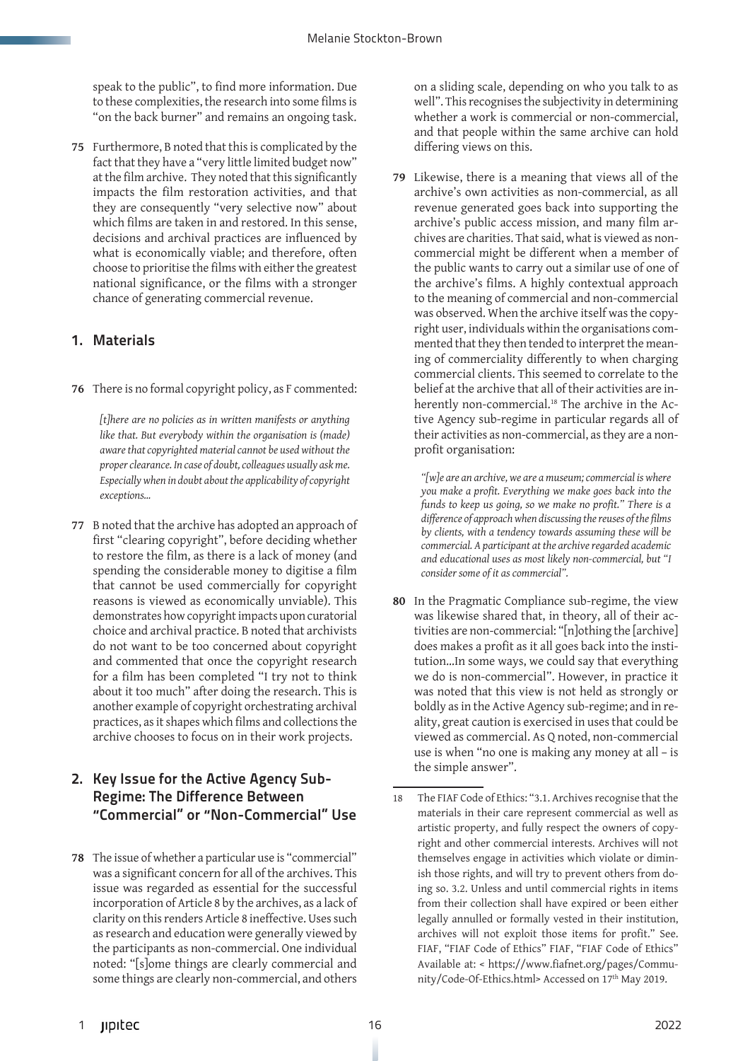speak to the public", to find more information. Due to these complexities, the research into some films is "on the back burner" and remains an ongoing task.

**75** Furthermore, B noted that this is complicated by the fact that they have a "very little limited budget now" at the film archive. They noted that this significantly impacts the film restoration activities, and that they are consequently "very selective now" about which films are taken in and restored. In this sense, decisions and archival practices are influenced by what is economically viable; and therefore, often choose to prioritise the films with either the greatest national significance, or the films with a stronger chance of generating commercial revenue.

## 1. Materials

**76** There is no formal copyright policy, as F commented:

> *[t]here are no policies as in written manifests or anything like that. But everybody within the organisation is (made) aware that copyrighted material cannot be used without the proper clearance. In case of doubt, colleagues usually ask me. Especially when in doubt about the applicability of copyright exceptions...*

**77** B noted that the archive has adopted an approach of first "clearing copyright", before deciding whether to restore the film, as there is a lack of money (and spending the considerable money to digitise a film that cannot be used commercially for copyright reasons is viewed as economically unviable). This demonstrates how copyright impacts upon curatorial choice and archival practice. B noted that archivists do not want to be too concerned about copyright and commented that once the copyright research for a film has been completed "I try not to think about it too much" after doing the research. This is another example of copyright orchestrating archival practices, as it shapes which films and collections the archive chooses to focus on in their work projects.

## 2. Key Issue for the Active Agency Sub-Regime: The Difference Between "Commercial" or "Non-Commercial" Use

**78** The issue of whether a particular use is "commercial" was a significant concern for all of the archives. This issue was regarded as essential for the successful incorporation of Article 8 by the archives, as a lack of clarity on this renders Article 8 ineffective. Uses such as research and education were generally viewed by the participants as non-commercial. One individual noted: "[s]ome things are clearly commercial and some things are clearly non-commercial, and others on a sliding scale, depending on who you talk to as well". This recognises the subjectivity in determining whether a work is commercial or non-commercial, and that people within the same archive can hold differing views on this.

**79** Likewise, there is a meaning that views all of the archive's own activities as non-commercial, as all revenue generated goes back into supporting the archive's public access mission, and many film archives are charities. That said, what is viewed as non-commercial might be different when a member of the public wants to carry out a similar use of one of the archive's films. A highly contextual approach to the meaning of commercial and non-commercial was observed. When the archive itself was the copyright user, individuals within the organisations commented that they then tended to interpret the meaning of commerciality differently to when charging commercial clients. This seemed to correlate to the belief at the archive that all of their activities are inherently non-commercial.[18] The archive in the Active Agency sub-regime in particular regards all of their activities as non-commercial, as they are a non-profit organisation:

> *"[w]e are an archive, we are a museum; commercial is where you make a profit. Everything we make goes back into the funds to keep us going, so we make no profit." There is a difference of approach when discussing the reuses of the films by clients, with a tendency towards assuming these will be commercial. A participant at the archive regarded academic and educational uses as most likely non-commercial, but "I consider some of it as commercial".*

**80** In the Pragmatic Compliance sub-regime, the view was likewise shared that, in theory, all of their activities are non-commercial: "[n]othing the [archive] does makes a profit as it all goes back into the institution...In some ways, we could say that everything we do is non-commercial". However, in practice it was noted that this view is not held as strongly or boldly as in the Active Agency sub-regime; and in reality, great caution is exercised in uses that could be viewed as commercial. As Q noted, non-commercial use is when "no one is making any money at all – is the simple answer".

---

18 The FIAF Code of Ethics: "3.1. Archives recognise that the materials in their care represent commercial as well as artistic property, and fully respect the owners of copyright and other commercial interests. Archives will not themselves engage in activities which violate or diminish those rights, and will try to prevent others from doing so. 3.2. Unless and until commercial rights in items from their collection shall have expired or been either legally annulled or formally vested in their institution, archives will not exploit those items for profit." See. FIAF, "FIAF Code of Ethics" FIAF, "FIAF Code of Ethics" Available at: < https://www.fiafnet.org/pages/Community/Code-Of-Ethics.html> Accessed on 17th May 2019.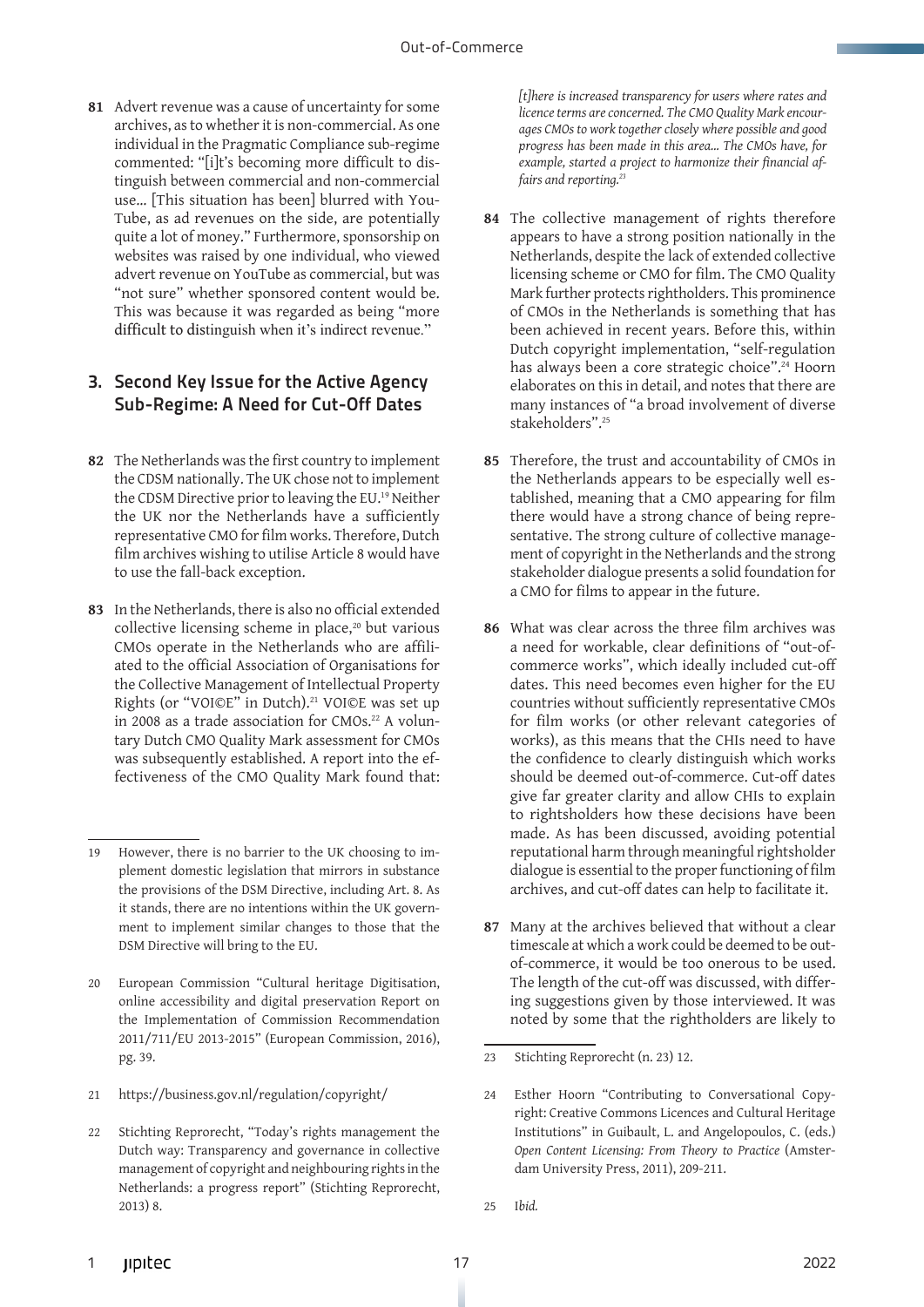**81** Advert revenue was a cause of uncertainty for some archives, as to whether it is non-commercial. As one individual in the Pragmatic Compliance sub-regime commented: "[i]t's becoming more difficult to distinguish between commercial and non-commercial use… [This situation has been] blurred with YouTube, as ad revenues on the side, are potentially quite a lot of money." Furthermore, sponsorship on websites was raised by one individual, who viewed advert revenue on YouTube as commercial, but was "not sure" whether sponsored content would be. This was because it was regarded as being "more difficult to distinguish when it's indirect revenue."

## 3. Second Key Issue for the Active Agency Sub-Regime: A Need for Cut-Off Dates

**82** The Netherlands was the first country to implement the CDSM nationally. The UK chose not to implement the CDSM Directive prior to leaving the EU.[19] Neither the UK nor the Netherlands have a sufficiently representative CMO for film works. Therefore, Dutch film archives wishing to utilise Article 8 would have to use the fall-back exception.

**83** In the Netherlands, there is also no official extended collective licensing scheme in place,[20] but various CMOs operate in the Netherlands who are affiliated to the official Association of Organisations for the Collective Management of Intellectual Property Rights (or "VOI©E" in Dutch).[21] VOI©E was set up in 2008 as a trade association for CMOs.[22] A voluntary Dutch CMO Quality Mark assessment for CMOs was subsequently established. A report into the effectiveness of the CMO Quality Mark found that:

> *[t]here is increased transparency for users where rates and licence terms are concerned. The CMO Quality Mark encourages CMOs to work together closely where possible and good progress has been made in this area… The CMOs have, for example, started a project to harmonize their financial affairs and reporting.*[23]

**84** The collective management of rights therefore appears to have a strong position nationally in the Netherlands, despite the lack of extended collective licensing scheme or CMO for film. The CMO Quality Mark further protects rightholders. This prominence of CMOs in the Netherlands is something that has been achieved in recent years. Before this, within Dutch copyright implementation, "self-regulation has always been a core strategic choice".[24] Hoorn elaborates on this in detail, and notes that there are many instances of "a broad involvement of diverse stakeholders".[25]

**85** Therefore, the trust and accountability of CMOs in the Netherlands appears to be especially well established, meaning that a CMO appearing for film there would have a strong chance of being representative. The strong culture of collective management of copyright in the Netherlands and the strong stakeholder dialogue presents a solid foundation for a CMO for films to appear in the future.

**86** What was clear across the three film archives was a need for workable, clear definitions of "out-of-commerce works", which ideally included cut-off dates. This need becomes even higher for the EU countries without sufficiently representative CMOs for film works (or other relevant categories of works), as this means that the CHIs need to have the confidence to clearly distinguish which works should be deemed out-of-commerce. Cut-off dates give far greater clarity and allow CHIs to explain to rightsholders how these decisions have been made. As has been discussed, avoiding potential reputational harm through meaningful rightsholder dialogue is essential to the proper functioning of film archives, and cut-off dates can help to facilitate it.

**87** Many at the archives believed that without a clear timescale at which a work could be deemed to be out-of-commerce, it would be too onerous to be used. The length of the cut-off was discussed, with differing suggestions given by those interviewed. It was noted by some that the rightholders are likely to

---

19 However, there is no barrier to the UK choosing to implement domestic legislation that mirrors in substance the provisions of the DSM Directive, including Art. 8. As it stands, there are no intentions within the UK government to implement similar changes to those that the DSM Directive will bring to the EU.

20 European Commission "Cultural heritage Digitisation, online accessibility and digital preservation Report on the Implementation of Commission Recommendation 2011/711/EU 2013-2015" (European Commission, 2016), pg. 39.

21 https://business.gov.nl/regulation/copyright/

22 Stichting Reprorecht, "Today's rights management the Dutch way: Transparency and governance in collective management of copyright and neighbouring rights in the Netherlands: a progress report" (Stichting Reprorecht, 2013) 8.

23 Stichting Reprorecht (n. 23) 12.

24 Esther Hoorn "Contributing to Conversational Copyright: Creative Commons Licences and Cultural Heritage Institutions" in Guibault, L. and Angelopoulos, C. (eds.) *Open Content Licensing: From Theory to Practice* (Amsterdam University Press, 2011), 209-211.

25 *Ibid.*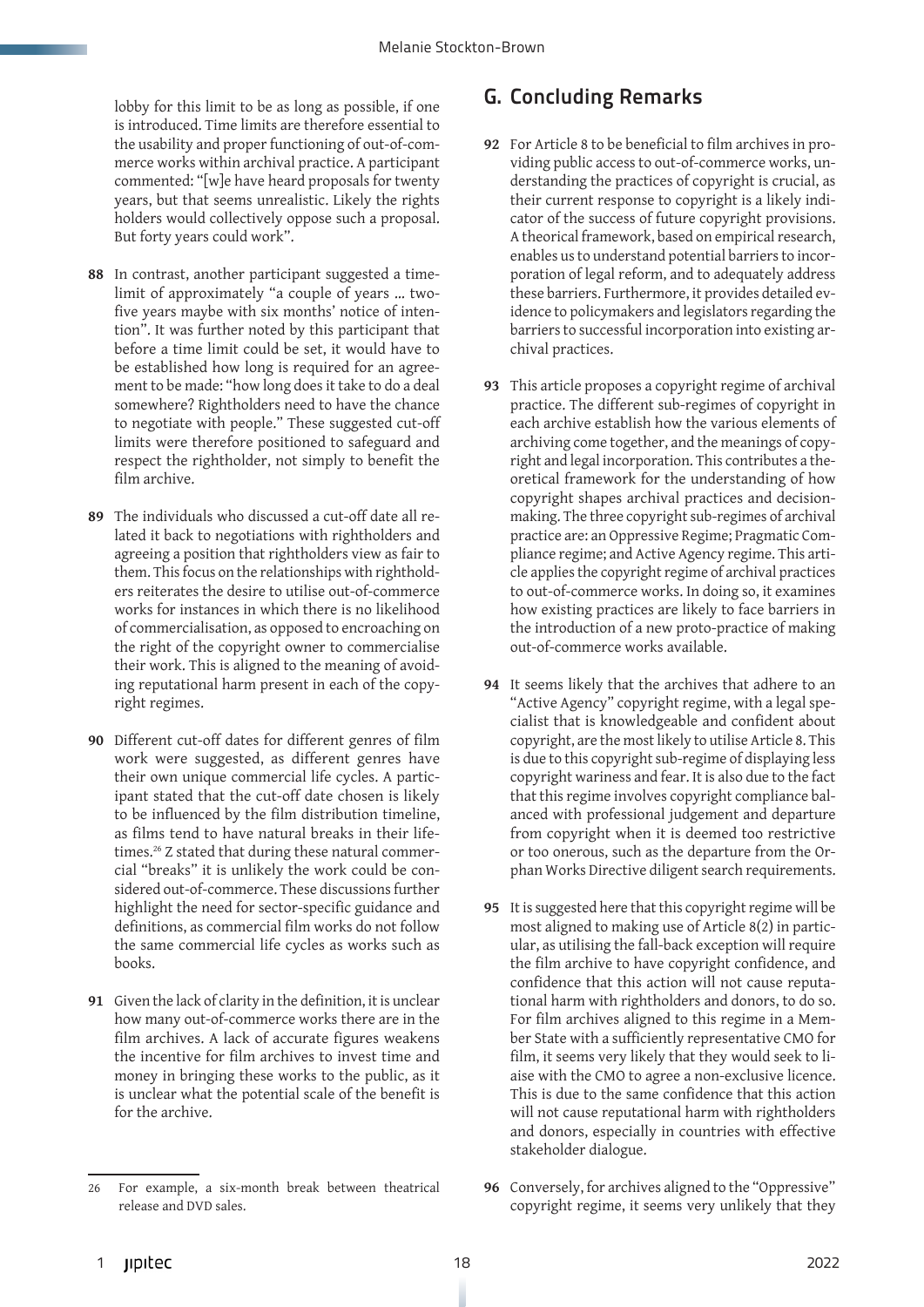lobby for this limit to be as long as possible, if one is introduced. Time limits are therefore essential to the usability and proper functioning of out-of-commerce works within archival practice. A participant commented: "[w]e have heard proposals for twenty years, but that seems unrealistic. Likely the rights holders would collectively oppose such a proposal. But forty years could work".

**88** In contrast, another participant suggested a time-limit of approximately "a couple of years … two-five years maybe with six months' notice of intention". It was further noted by this participant that before a time limit could be set, it would have to be established how long is required for an agreement to be made: "how long does it take to do a deal somewhere? Rightholders need to have the chance to negotiate with people." These suggested cut-off limits were therefore positioned to safeguard and respect the rightholder, not simply to benefit the film archive.

**89** The individuals who discussed a cut-off date all related it back to negotiations with rightholders and agreeing a position that rightholders view as fair to them. This focus on the relationships with rightholders reiterates the desire to utilise out-of-commerce works for instances in which there is no likelihood of commercialisation, as opposed to encroaching on the right of the copyright owner to commercialise their work. This is aligned to the meaning of avoiding reputational harm present in each of the copyright regimes.

**90** Different cut-off dates for different genres of film work were suggested, as different genres have their own unique commercial life cycles. A participant stated that the cut-off date chosen is likely to be influenced by the film distribution timeline, as films tend to have natural breaks in their lifetimes.[26] Z stated that during these natural commercial "breaks" it is unlikely the work could be considered out-of-commerce. These discussions further highlight the need for sector-specific guidance and definitions, as commercial film works do not follow the same commercial life cycles as works such as books.

**91** Given the lack of clarity in the definition, it is unclear how many out-of-commerce works there are in the film archives. A lack of accurate figures weakens the incentive for film archives to invest time and money in bringing these works to the public, as it is unclear what the potential scale of the benefit is for the archive.

## G. Concluding Remarks

**92** For Article 8 to be beneficial to film archives in providing public access to out-of-commerce works, understanding the practices of copyright is crucial, as their current response to copyright is a likely indicator of the success of future copyright provisions. A theorical framework, based on empirical research, enables us to understand potential barriers to incorporation of legal reform, and to adequately address these barriers. Furthermore, it provides detailed evidence to policymakers and legislators regarding the barriers to successful incorporation into existing archival practices.

**93** This article proposes a copyright regime of archival practice. The different sub-regimes of copyright in each archive establish how the various elements of archiving come together, and the meanings of copyright and legal incorporation. This contributes a theoretical framework for the understanding of how copyright shapes archival practices and decision-making. The three copyright sub-regimes of archival practice are: an Oppressive Regime; Pragmatic Compliance regime; and Active Agency regime. This article applies the copyright regime of archival practices to out-of-commerce works. In doing so, it examines how existing practices are likely to face barriers in the introduction of a new proto-practice of making out-of-commerce works available.

**94** It seems likely that the archives that adhere to an "Active Agency" copyright regime, with a legal specialist that is knowledgeable and confident about copyright, are the most likely to utilise Article 8. This is due to this copyright sub-regime of displaying less copyright wariness and fear. It is also due to the fact that this regime involves copyright compliance balanced with professional judgement and departure from copyright when it is deemed too restrictive or too onerous, such as the departure from the Orphan Works Directive diligent search requirements.

**95** It is suggested here that this copyright regime will be most aligned to making use of Article 8(2) in particular, as utilising the fall-back exception will require the film archive to have copyright confidence, and confidence that this action will not cause reputational harm with rightholders and donors, to do so. For film archives aligned to this regime in a Member State with a sufficiently representative CMO for film, it seems very likely that they would seek to liaise with the CMO to agree a non-exclusive licence. This is due to the same confidence that this action will not cause reputational harm with rightholders and donors, especially in countries with effective stakeholder dialogue.

**96** Conversely, for archives aligned to the "Oppressive" copyright regime, it seems very unlikely that they

---

26 For example, a six-month break between theatrical release and DVD sales.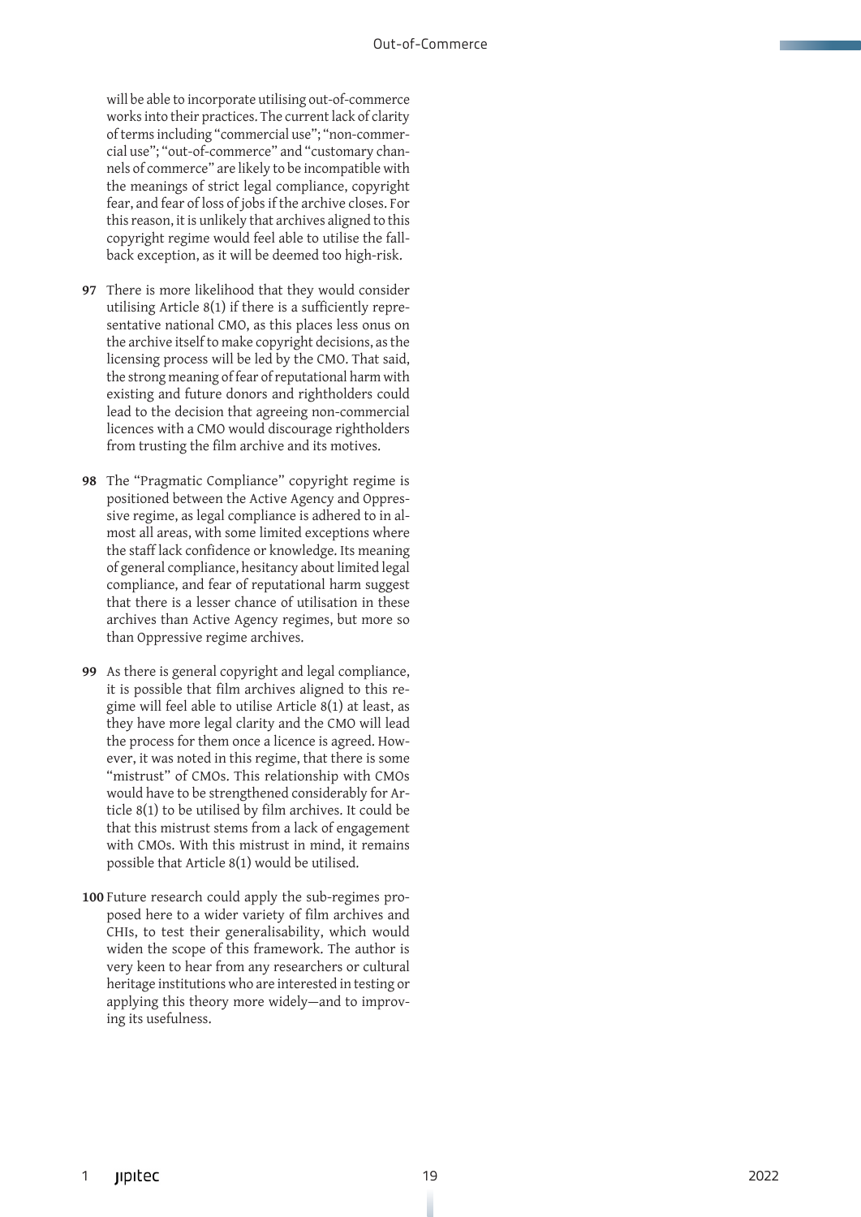will be able to incorporate utilising out-of-commerce works into their practices. The current lack of clarity of terms including "commercial use"; "non-commercial use"; "out-of-commerce" and "customary channels of commerce" are likely to be incompatible with the meanings of strict legal compliance, copyright fear, and fear of loss of jobs if the archive closes. For this reason, it is unlikely that archives aligned to this copyright regime would feel able to utilise the fall-back exception, as it will be deemed too high-risk.

**97** There is more likelihood that they would consider utilising Article 8(1) if there is a sufficiently representative national CMO, as this places less onus on the archive itself to make copyright decisions, as the licensing process will be led by the CMO. That said, the strong meaning of fear of reputational harm with existing and future donors and rightholders could lead to the decision that agreeing non-commercial licences with a CMO would discourage rightholders from trusting the film archive and its motives.

**98** The "Pragmatic Compliance" copyright regime is positioned between the Active Agency and Oppressive regime, as legal compliance is adhered to in almost all areas, with some limited exceptions where the staff lack confidence or knowledge. Its meaning of general compliance, hesitancy about limited legal compliance, and fear of reputational harm suggest that there is a lesser chance of utilisation in these archives than Active Agency regimes, but more so than Oppressive regime archives.

**99** As there is general copyright and legal compliance, it is possible that film archives aligned to this regime will feel able to utilise Article 8(1) at least, as they have more legal clarity and the CMO will lead the process for them once a licence is agreed. However, it was noted in this regime, that there is some "mistrust" of CMOs. This relationship with CMOs would have to be strengthened considerably for Article 8(1) to be utilised by film archives. It could be that this mistrust stems from a lack of engagement with CMOs. With this mistrust in mind, it remains possible that Article 8(1) would be utilised.

**100** Future research could apply the sub-regimes proposed here to a wider variety of film archives and CHIs, to test their generalisability, which would widen the scope of this framework. The author is very keen to hear from any researchers or cultural heritage institutions who are interested in testing or applying this theory more widely—and to improving its usefulness.